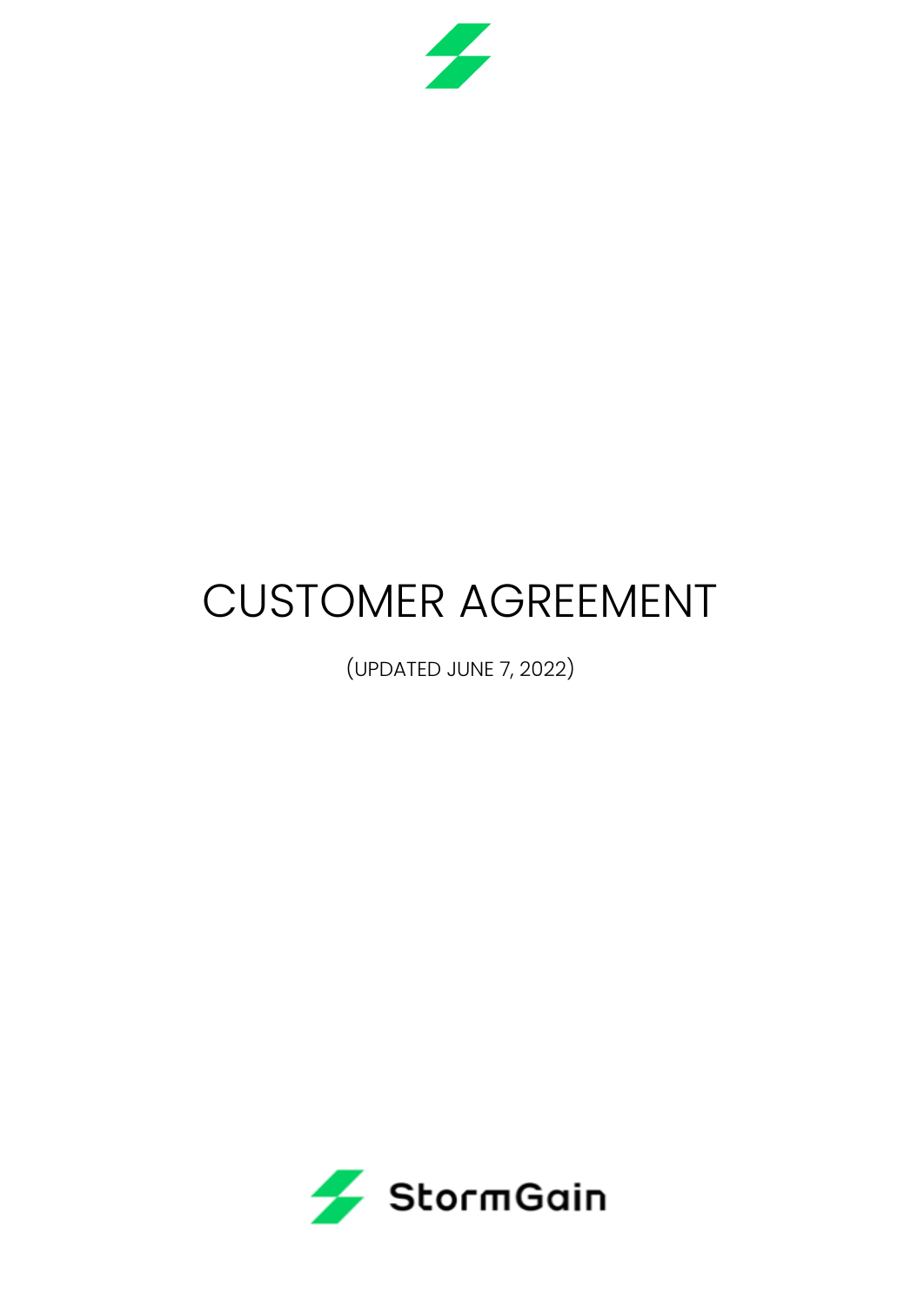# CUSTOMER AGREEMENT

(UPDATED JUNE 7, 2022)

StormGain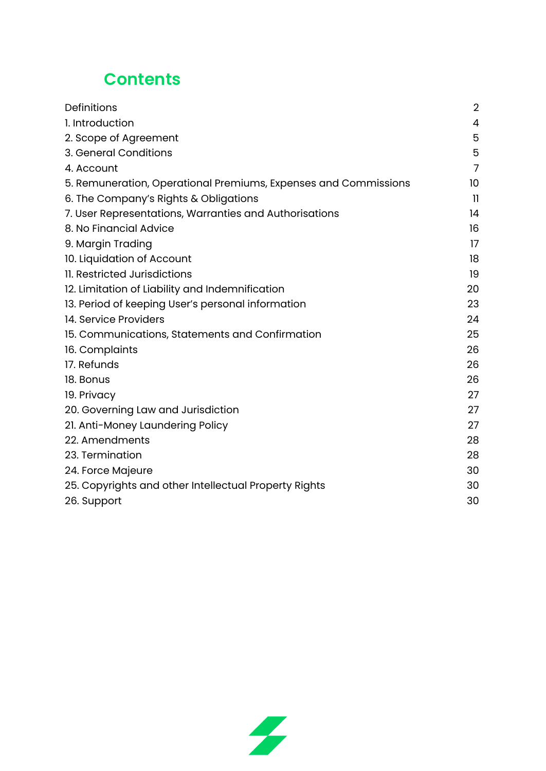## Contents

| | |
|---|---|
| Definitions | 2 |
| 1. Introduction | 4 |
| 2. Scope of Agreement | 5 |
| 3. General Conditions | 5 |
| 4. Account | 7 |
| 5. Remuneration, Operational Premiums, Expenses and Commissions | 10 |
| 6. The Company's Rights & Obligations | 11 |
| 7. User Representations, Warranties and Authorisations | 14 |
| 8. No Financial Advice | 16 |
| 9. Margin Trading | 17 |
| 10. Liquidation of Account | 18 |
| 11. Restricted Jurisdictions | 19 |
| 12. Limitation of Liability and Indemnification | 20 |
| 13. Period of keeping User's personal information | 23 |
| 14. Service Providers | 24 |
| 15. Communications, Statements and Confirmation | 25 |
| 16. Complaints | 26 |
| 17. Refunds | 26 |
| 18. Bonus | 26 |
| 19. Privacy | 27 |
| 20. Governing Law and Jurisdiction | 27 |
| 21. Anti-Money Laundering Policy | 27 |
| 22. Amendments | 28 |
| 23. Termination | 28 |
| 24. Force Majeure | 30 |
| 25. Copyrights and other Intellectual Property Rights | 30 |
| 26. Support | 30 |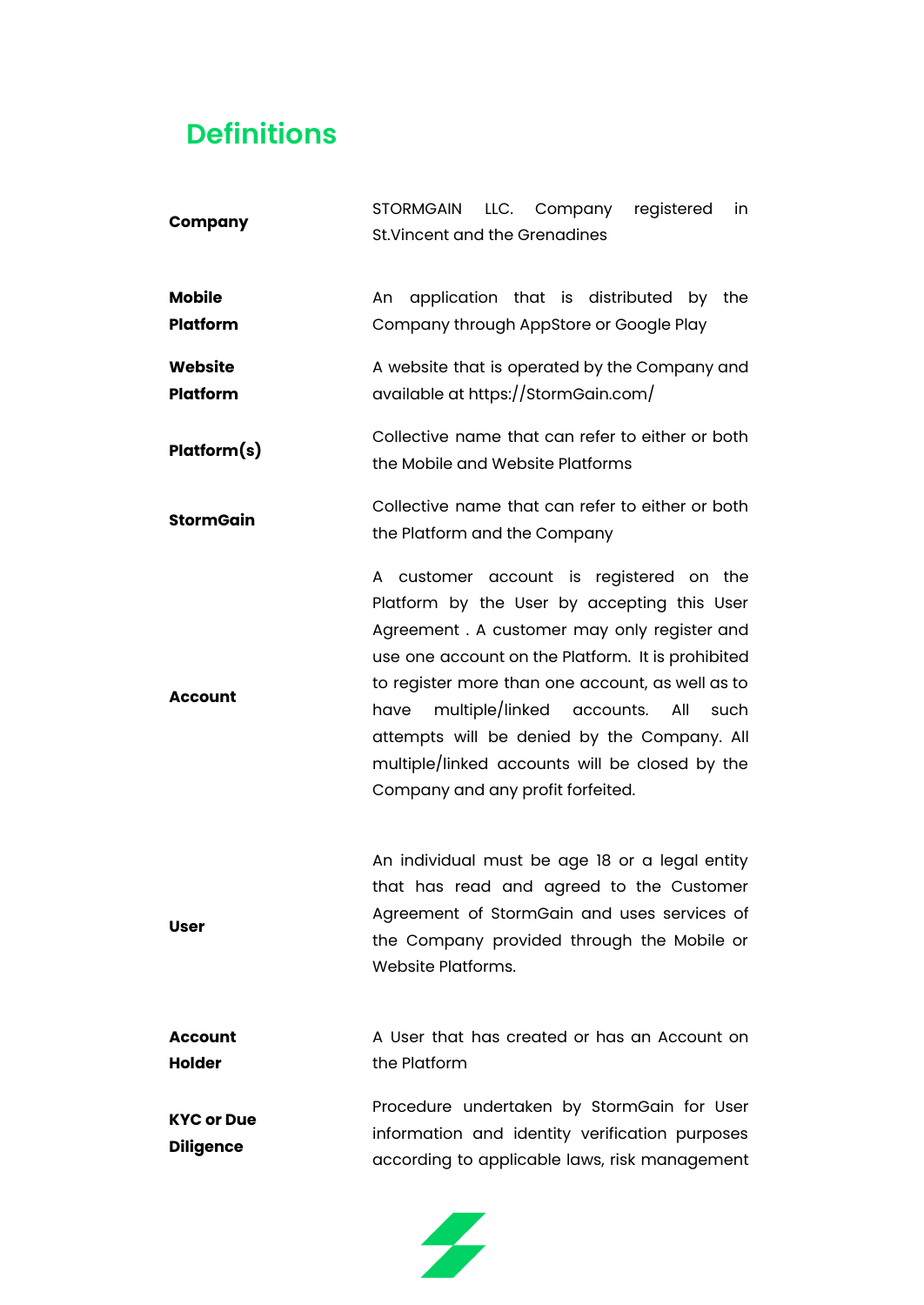## Definitions

| | |
|---|---|
| **Company** | STORMGAIN LLC. Company registered in St.Vincent and the Grenadines |
| **Mobile Platform** | An application that is distributed by the Company through AppStore or Google Play |
| **Website Platform** | A website that is operated by the Company and available at https://StormGain.com/ |
| **Platform(s)** | Collective name that can refer to either or both the Mobile and Website Platforms |
| **StormGain** | Collective name that can refer to either or both the Platform and the Company |
| **Account** | A customer account is registered on the Platform by the User by accepting this User Agreement . A customer may only register and use one account on the Platform. It is prohibited to register more than one account, as well as to have multiple/linked accounts. All such attempts will be denied by the Company. All multiple/linked accounts will be closed by the Company and any profit forfeited. |
| **User** | An individual must be age 18 or a legal entity that has read and agreed to the Customer Agreement of StormGain and uses services of the Company provided through the Mobile or Website Platforms. |
| **Account Holder** | A User that has created or has an Account on the Platform |
| **KYC or Due Diligence** | Procedure undertaken by StormGain for User information and identity verification purposes according to applicable laws, risk management |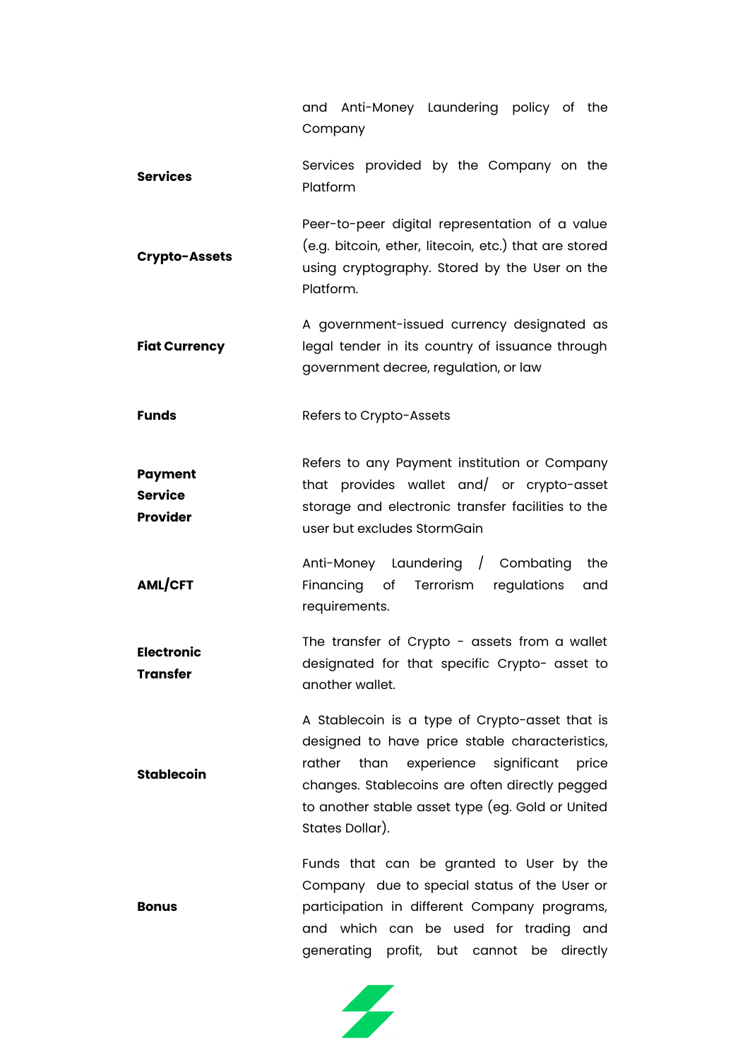| | |
|---|---|
| | and Anti-Money Laundering policy of the Company |
| **Services** | Services provided by the Company on the Platform |
| **Crypto-Assets** | Peer-to-peer digital representation of a value (e.g. bitcoin, ether, litecoin, etc.) that are stored using cryptography. Stored by the User on the Platform. |
| **Fiat Currency** | A government-issued currency designated as legal tender in its country of issuance through government decree, regulation, or law |
| **Funds** | Refers to Crypto-Assets |
| **Payment Service Provider** | Refers to any Payment institution or Company that provides wallet and/ or crypto-asset storage and electronic transfer facilities to the user but excludes StormGain |
| **AML/CFT** | Anti-Money Laundering / Combating the Financing of Terrorism regulations and requirements. |
| **Electronic Transfer** | The transfer of Crypto - assets from a wallet designated for that specific Crypto- asset to another wallet. |
| **Stablecoin** | A Stablecoin is a type of Crypto-asset that is designed to have price stable characteristics, rather than experience significant price changes. Stablecoins are often directly pegged to another stable asset type (eg. Gold or United States Dollar). |
| **Bonus** | Funds that can be granted to User by the Company due to special status of the User or participation in different Company programs, and which can be used for trading and generating profit, but cannot be directly |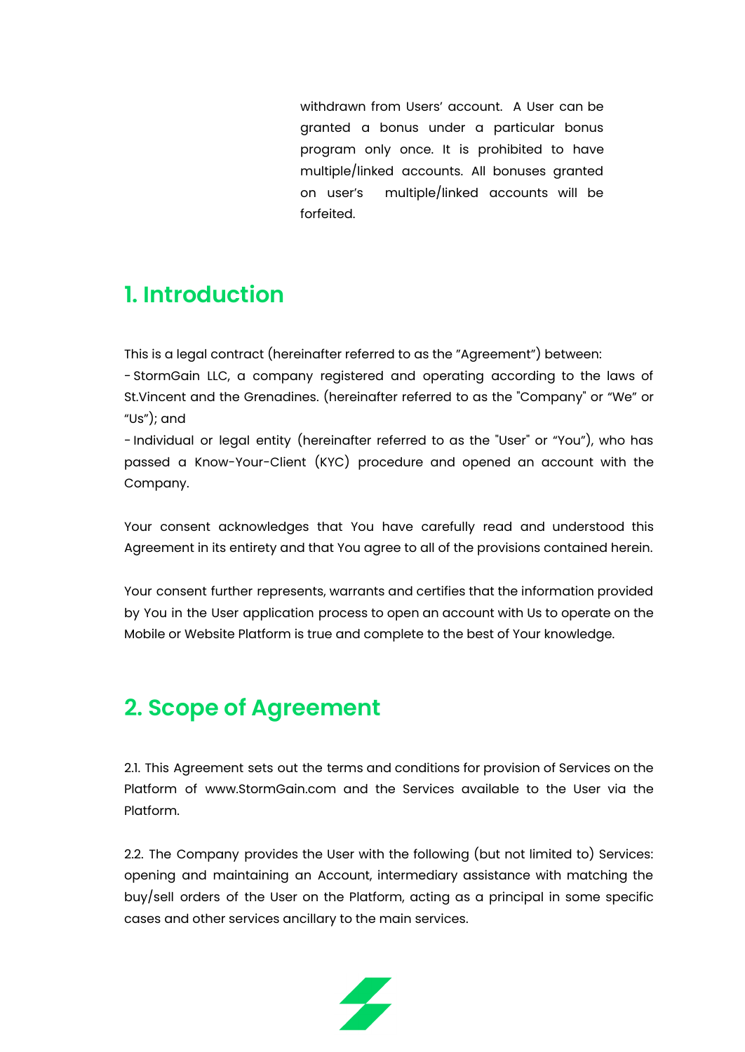withdrawn from Users' account. A User can be granted a bonus under a particular bonus program only once. It is prohibited to have multiple/linked accounts. All bonuses granted on user's multiple/linked accounts will be forfeited.

## 1. Introduction

This is a legal contract (hereinafter referred to as the "Agreement") between:

- StormGain LLC, a company registered and operating according to the laws of St.Vincent and the Grenadines. (hereinafter referred to as the "Company" or "We" or "Us"); and
- Individual or legal entity (hereinafter referred to as the "User" or "You"), who has passed a Know-Your-Client (KYC) procedure and opened an account with the Company.

Your consent acknowledges that You have carefully read and understood this Agreement in its entirety and that You agree to all of the provisions contained herein.

Your consent further represents, warrants and certifies that the information provided by You in the User application process to open an account with Us to operate on the Mobile or Website Platform is true and complete to the best of Your knowledge.

## 2. Scope of Agreement

2.1. This Agreement sets out the terms and conditions for provision of Services on the Platform of www.StormGain.com and the Services available to the User via the Platform.

2.2. The Company provides the User with the following (but not limited to) Services: opening and maintaining an Account, intermediary assistance with matching the buy/sell orders of the User on the Platform, acting as a principal in some specific cases and other services ancillary to the main services.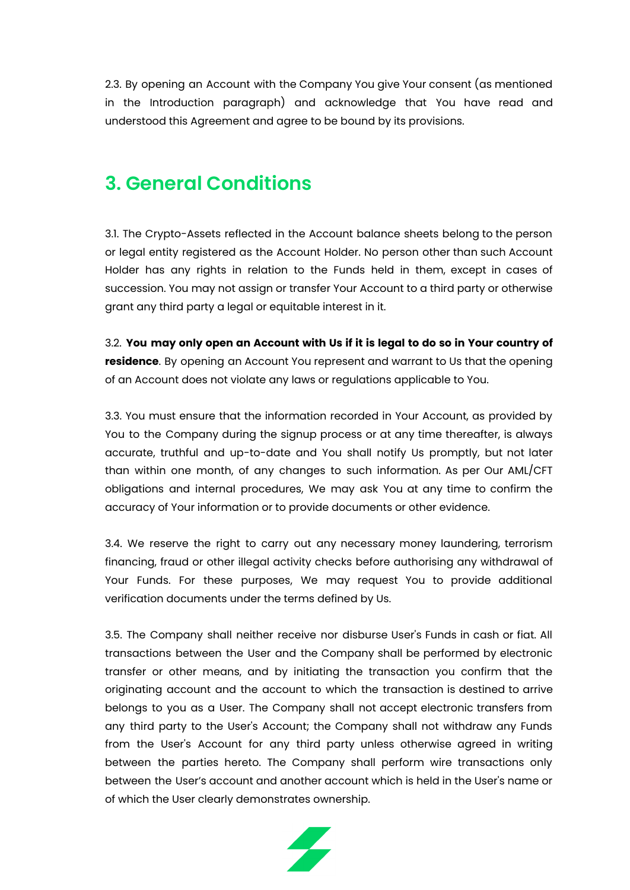2.3. By opening an Account with the Company You give Your consent (as mentioned in the Introduction paragraph) and acknowledge that You have read and understood this Agreement and agree to be bound by its provisions.

## 3. General Conditions

3.1. The Crypto-Assets reflected in the Account balance sheets belong to the person or legal entity registered as the Account Holder. No person other than such Account Holder has any rights in relation to the Funds held in them, except in cases of succession. You may not assign or transfer Your Account to a third party or otherwise grant any third party a legal or equitable interest in it.

3.2. **You may only open an Account with Us if it is legal to do so in Your country of residence**. By opening an Account You represent and warrant to Us that the opening of an Account does not violate any laws or regulations applicable to You.

3.3. You must ensure that the information recorded in Your Account, as provided by You to the Company during the signup process or at any time thereafter, is always accurate, truthful and up-to-date and You shall notify Us promptly, but not later than within one month, of any changes to such information. As per Our AML/CFT obligations and internal procedures, We may ask You at any time to confirm the accuracy of Your information or to provide documents or other evidence.

3.4. We reserve the right to carry out any necessary money laundering, terrorism financing, fraud or other illegal activity checks before authorising any withdrawal of Your Funds. For these purposes, We may request You to provide additional verification documents under the terms defined by Us.

3.5. The Company shall neither receive nor disburse User's Funds in cash or fiat. All transactions between the User and the Company shall be performed by electronic transfer or other means, and by initiating the transaction you confirm that the originating account and the account to which the transaction is destined to arrive belongs to you as a User. The Company shall not accept electronic transfers from any third party to the User's Account; the Company shall not withdraw any Funds from the User's Account for any third party unless otherwise agreed in writing between the parties hereto. The Company shall perform wire transactions only between the User's account and another account which is held in the User's name or of which the User clearly demonstrates ownership.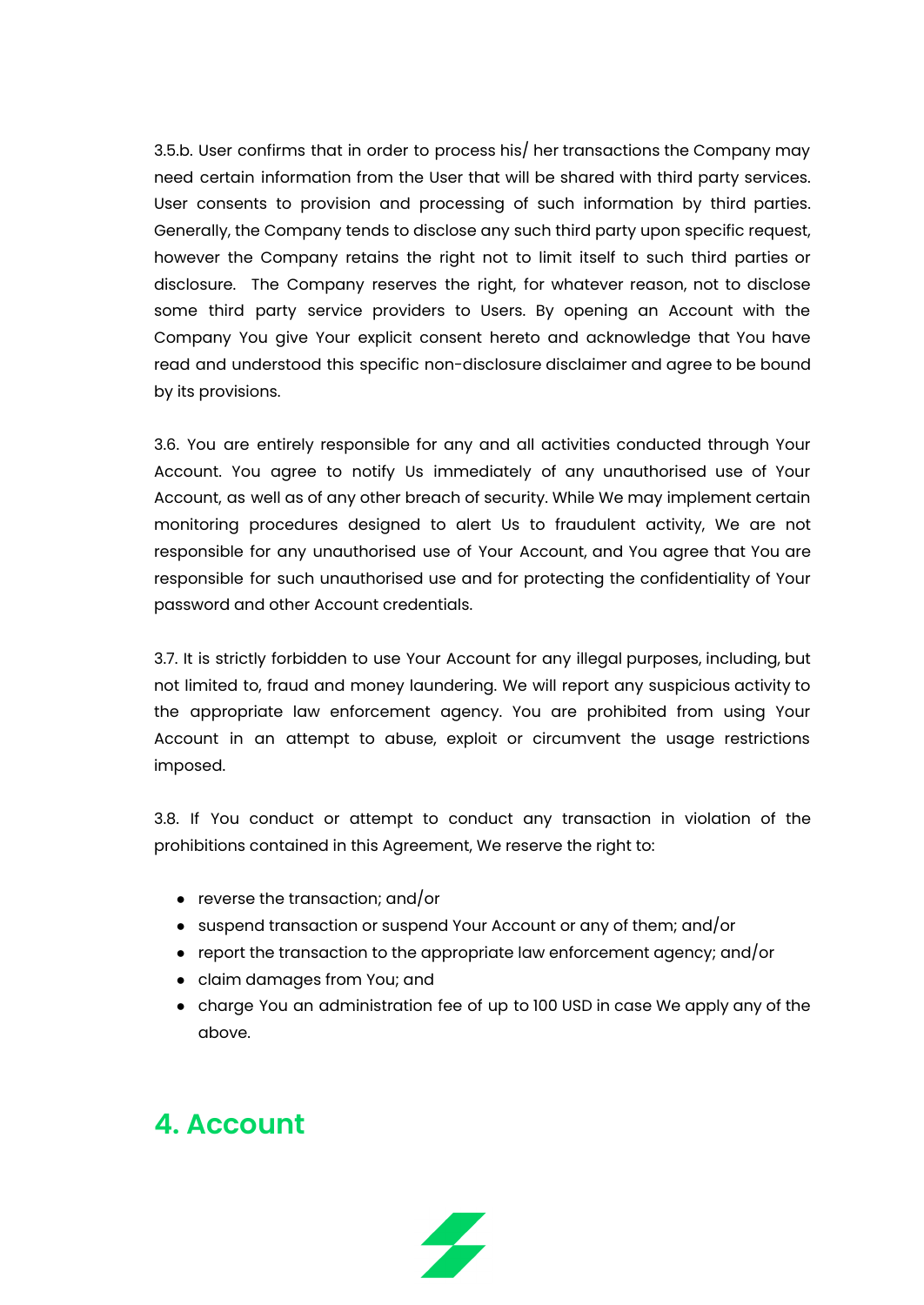3.5.b. User confirms that in order to process his/ her transactions the Company may need certain information from the User that will be shared with third party services. User consents to provision and processing of such information by third parties. Generally, the Company tends to disclose any such third party upon specific request, however the Company retains the right not to limit itself to such third parties or disclosure. The Company reserves the right, for whatever reason, not to disclose some third party service providers to Users. By opening an Account with the Company You give Your explicit consent hereto and acknowledge that You have read and understood this specific non-disclosure disclaimer and agree to be bound by its provisions.

3.6. You are entirely responsible for any and all activities conducted through Your Account. You agree to notify Us immediately of any unauthorised use of Your Account, as well as of any other breach of security. While We may implement certain monitoring procedures designed to alert Us to fraudulent activity, We are not responsible for any unauthorised use of Your Account, and You agree that You are responsible for such unauthorised use and for protecting the confidentiality of Your password and other Account credentials.

3.7. It is strictly forbidden to use Your Account for any illegal purposes, including, but not limited to, fraud and money laundering. We will report any suspicious activity to the appropriate law enforcement agency. You are prohibited from using Your Account in an attempt to abuse, exploit or circumvent the usage restrictions imposed.

3.8. If You conduct or attempt to conduct any transaction in violation of the prohibitions contained in this Agreement, We reserve the right to:

- reverse the transaction; and/or
- suspend transaction or suspend Your Account or any of them; and/or
- report the transaction to the appropriate law enforcement agency; and/or
- claim damages from You; and
- charge You an administration fee of up to 100 USD in case We apply any of the above.

## 4. Account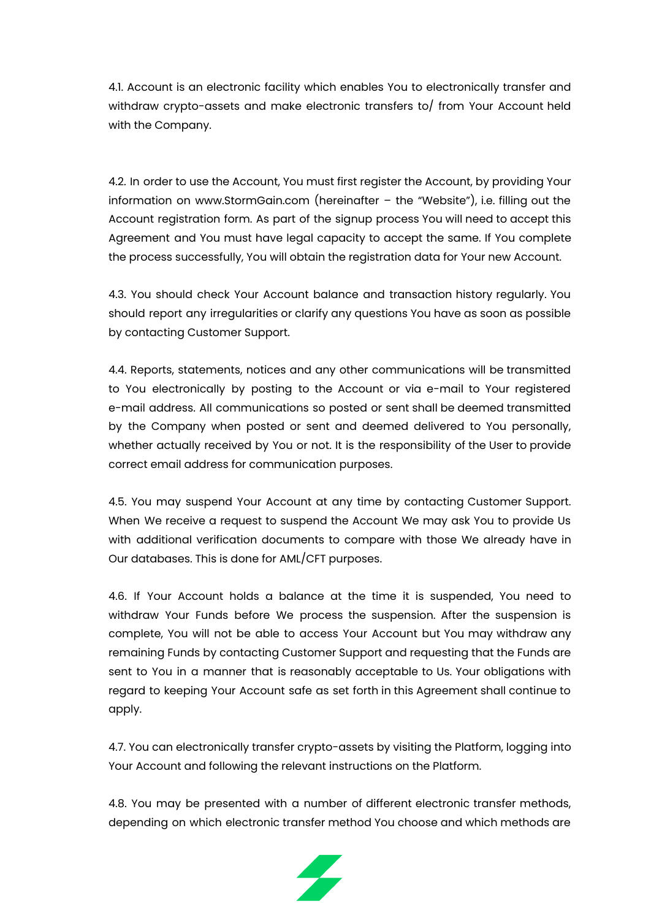4.1. Account is an electronic facility which enables You to electronically transfer and withdraw crypto-assets and make electronic transfers to/ from Your Account held with the Company.

4.2. In order to use the Account, You must first register the Account, by providing Your information on www.StormGain.com (hereinafter – the "Website"), i.e. filling out the Account registration form. As part of the signup process You will need to accept this Agreement and You must have legal capacity to accept the same. If You complete the process successfully, You will obtain the registration data for Your new Account.

4.3. You should check Your Account balance and transaction history regularly. You should report any irregularities or clarify any questions You have as soon as possible by contacting Customer Support.

4.4. Reports, statements, notices and any other communications will be transmitted to You electronically by posting to the Account or via e-mail to Your registered e-mail address. All communications so posted or sent shall be deemed transmitted by the Company when posted or sent and deemed delivered to You personally, whether actually received by You or not. It is the responsibility of the User to provide correct email address for communication purposes.

4.5. You may suspend Your Account at any time by contacting Customer Support. When We receive a request to suspend the Account We may ask You to provide Us with additional verification documents to compare with those We already have in Our databases. This is done for AML/CFT purposes.

4.6. If Your Account holds a balance at the time it is suspended, You need to withdraw Your Funds before We process the suspension. After the suspension is complete, You will not be able to access Your Account but You may withdraw any remaining Funds by contacting Customer Support and requesting that the Funds are sent to You in a manner that is reasonably acceptable to Us. Your obligations with regard to keeping Your Account safe as set forth in this Agreement shall continue to apply.

4.7. You can electronically transfer crypto-assets by visiting the Platform, logging into Your Account and following the relevant instructions on the Platform.

4.8. You may be presented with a number of different electronic transfer methods, depending on which electronic transfer method You choose and which methods are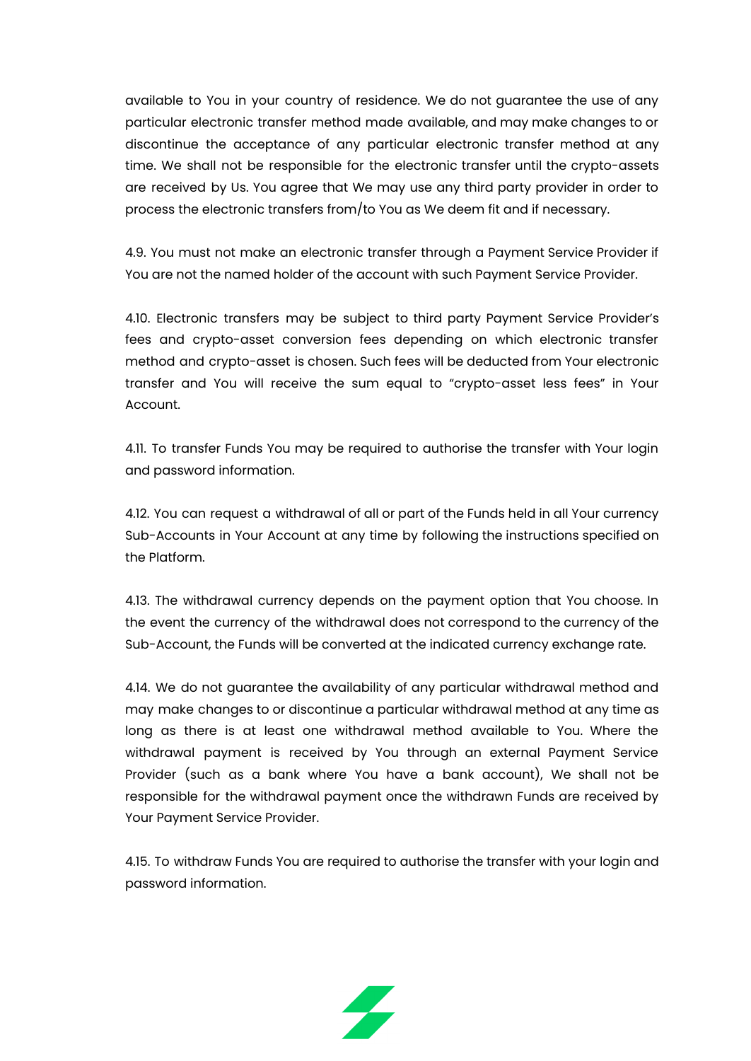available to You in your country of residence. We do not guarantee the use of any particular electronic transfer method made available, and may make changes to or discontinue the acceptance of any particular electronic transfer method at any time. We shall not be responsible for the electronic transfer until the crypto-assets are received by Us. You agree that We may use any third party provider in order to process the electronic transfers from/to You as We deem fit and if necessary.

4.9. You must not make an electronic transfer through a Payment Service Provider if You are not the named holder of the account with such Payment Service Provider.

4.10. Electronic transfers may be subject to third party Payment Service Provider's fees and crypto-asset conversion fees depending on which electronic transfer method and crypto-asset is chosen. Such fees will be deducted from Your electronic transfer and You will receive the sum equal to "crypto-asset less fees" in Your Account.

4.11. To transfer Funds You may be required to authorise the transfer with Your login and password information.

4.12. You can request a withdrawal of all or part of the Funds held in all Your currency Sub-Accounts in Your Account at any time by following the instructions specified on the Platform.

4.13. The withdrawal currency depends on the payment option that You choose. In the event the currency of the withdrawal does not correspond to the currency of the Sub-Account, the Funds will be converted at the indicated currency exchange rate.

4.14. We do not guarantee the availability of any particular withdrawal method and may make changes to or discontinue a particular withdrawal method at any time as long as there is at least one withdrawal method available to You. Where the withdrawal payment is received by You through an external Payment Service Provider (such as a bank where You have a bank account), We shall not be responsible for the withdrawal payment once the withdrawn Funds are received by Your Payment Service Provider.

4.15. To withdraw Funds You are required to authorise the transfer with your login and password information.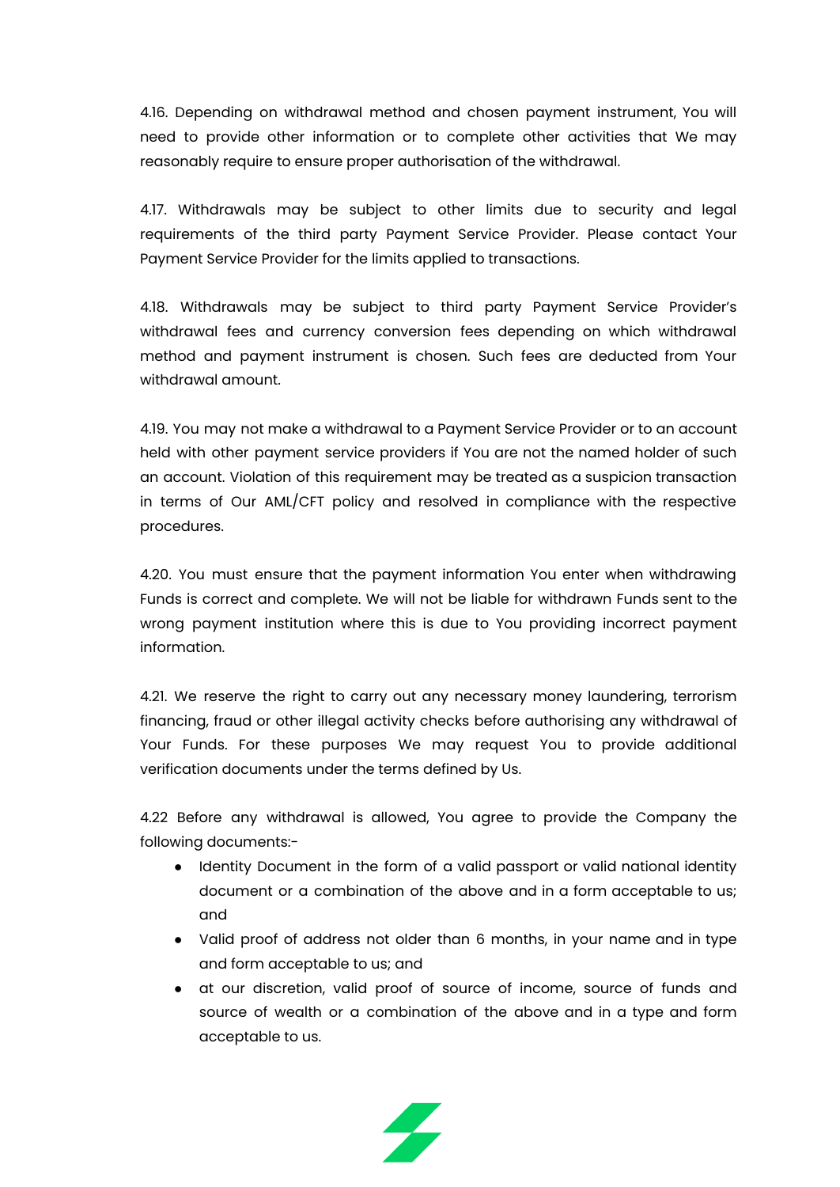4.16. Depending on withdrawal method and chosen payment instrument, You will need to provide other information or to complete other activities that We may reasonably require to ensure proper authorisation of the withdrawal.

4.17. Withdrawals may be subject to other limits due to security and legal requirements of the third party Payment Service Provider. Please contact Your Payment Service Provider for the limits applied to transactions.

4.18. Withdrawals may be subject to third party Payment Service Provider's withdrawal fees and currency conversion fees depending on which withdrawal method and payment instrument is chosen. Such fees are deducted from Your withdrawal amount.

4.19. You may not make a withdrawal to a Payment Service Provider or to an account held with other payment service providers if You are not the named holder of such an account. Violation of this requirement may be treated as a suspicion transaction in terms of Our AML/CFT policy and resolved in compliance with the respective procedures.

4.20. You must ensure that the payment information You enter when withdrawing Funds is correct and complete. We will not be liable for withdrawn Funds sent to the wrong payment institution where this is due to You providing incorrect payment information.

4.21. We reserve the right to carry out any necessary money laundering, terrorism financing, fraud or other illegal activity checks before authorising any withdrawal of Your Funds. For these purposes We may request You to provide additional verification documents under the terms defined by Us.

4.22 Before any withdrawal is allowed, You agree to provide the Company the following documents:-

- Identity Document in the form of a valid passport or valid national identity document or a combination of the above and in a form acceptable to us; and
- Valid proof of address not older than 6 months, in your name and in type and form acceptable to us; and
- at our discretion, valid proof of source of income, source of funds and source of wealth or a combination of the above and in a type and form acceptable to us.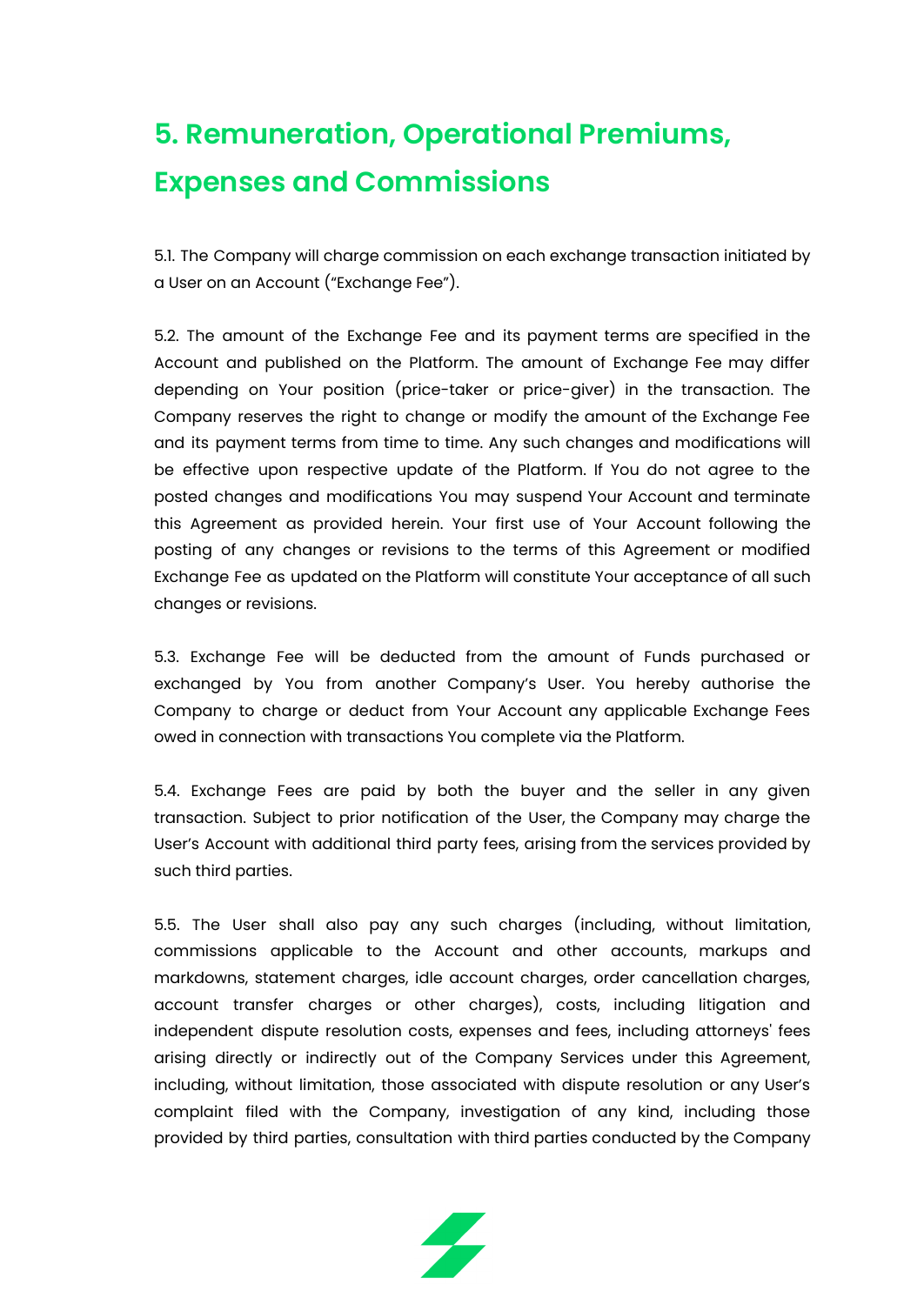## 5. Remuneration, Operational Premiums, Expenses and Commissions

5.1. The Company will charge commission on each exchange transaction initiated by a User on an Account ("Exchange Fee").

5.2. The amount of the Exchange Fee and its payment terms are specified in the Account and published on the Platform. The amount of Exchange Fee may differ depending on Your position (price-taker or price-giver) in the transaction. The Company reserves the right to change or modify the amount of the Exchange Fee and its payment terms from time to time. Any such changes and modifications will be effective upon respective update of the Platform. If You do not agree to the posted changes and modifications You may suspend Your Account and terminate this Agreement as provided herein. Your first use of Your Account following the posting of any changes or revisions to the terms of this Agreement or modified Exchange Fee as updated on the Platform will constitute Your acceptance of all such changes or revisions.

5.3. Exchange Fee will be deducted from the amount of Funds purchased or exchanged by You from another Company's User. You hereby authorise the Company to charge or deduct from Your Account any applicable Exchange Fees owed in connection with transactions You complete via the Platform.

5.4. Exchange Fees are paid by both the buyer and the seller in any given transaction. Subject to prior notification of the User, the Company may charge the User's Account with additional third party fees, arising from the services provided by such third parties.

5.5. The User shall also pay any such charges (including, without limitation, commissions applicable to the Account and other accounts, markups and markdowns, statement charges, idle account charges, order cancellation charges, account transfer charges or other charges), costs, including litigation and independent dispute resolution costs, expenses and fees, including attorneys' fees arising directly or indirectly out of the Company Services under this Agreement, including, without limitation, those associated with dispute resolution or any User's complaint filed with the Company, investigation of any kind, including those provided by third parties, consultation with third parties conducted by the Company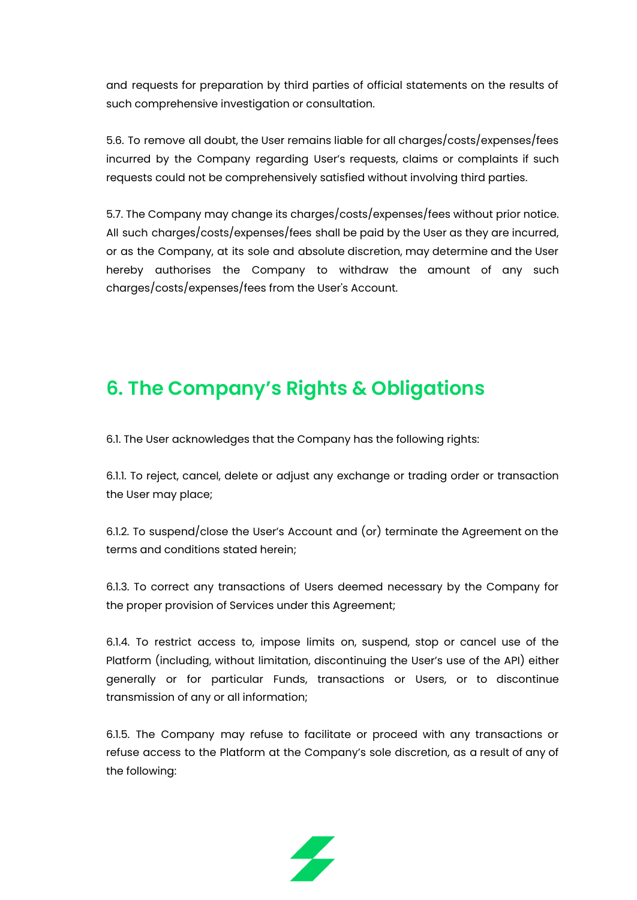and requests for preparation by third parties of official statements on the results of such comprehensive investigation or consultation.

5.6. To remove all doubt, the User remains liable for all charges/costs/expenses/fees incurred by the Company regarding User's requests, claims or complaints if such requests could not be comprehensively satisfied without involving third parties.

5.7. The Company may change its charges/costs/expenses/fees without prior notice. All such charges/costs/expenses/fees shall be paid by the User as they are incurred, or as the Company, at its sole and absolute discretion, may determine and the User hereby authorises the Company to withdraw the amount of any such charges/costs/expenses/fees from the User's Account.

## 6. The Company's Rights & Obligations

6.1. The User acknowledges that the Company has the following rights:

6.1.1. To reject, cancel, delete or adjust any exchange or trading order or transaction the User may place;

6.1.2. To suspend/close the User's Account and (or) terminate the Agreement on the terms and conditions stated herein;

6.1.3. To correct any transactions of Users deemed necessary by the Company for the proper provision of Services under this Agreement;

6.1.4. To restrict access to, impose limits on, suspend, stop or cancel use of the Platform (including, without limitation, discontinuing the User's use of the API) either generally or for particular Funds, transactions or Users, or to discontinue transmission of any or all information;

6.1.5. The Company may refuse to facilitate or proceed with any transactions or refuse access to the Platform at the Company's sole discretion, as a result of any of the following: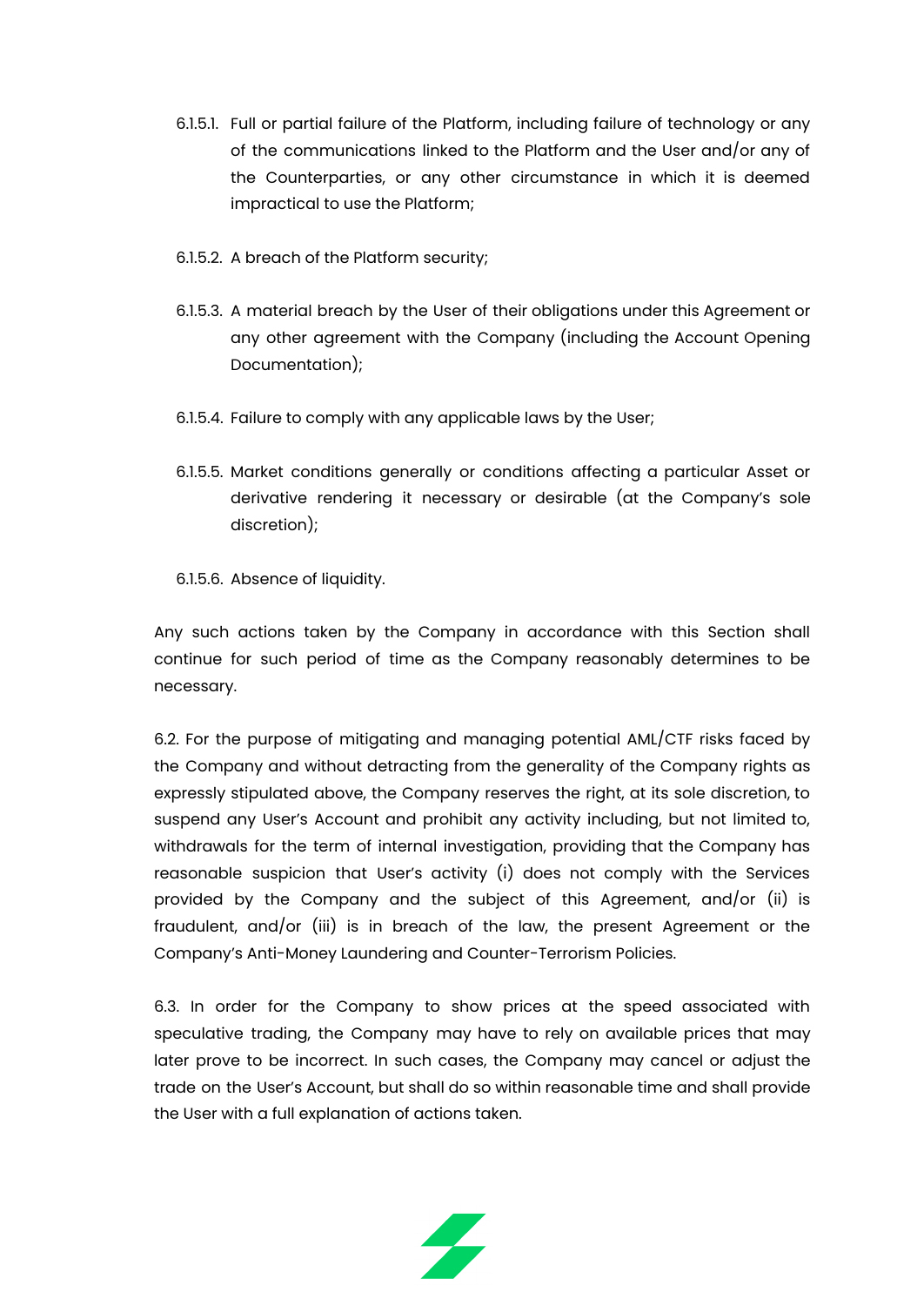6.1.5.1. Full or partial failure of the Platform, including failure of technology or any of the communications linked to the Platform and the User and/or any of the Counterparties, or any other circumstance in which it is deemed impractical to use the Platform;

6.1.5.2. A breach of the Platform security;

6.1.5.3. A material breach by the User of their obligations under this Agreement or any other agreement with the Company (including the Account Opening Documentation);

6.1.5.4. Failure to comply with any applicable laws by the User;

6.1.5.5. Market conditions generally or conditions affecting a particular Asset or derivative rendering it necessary or desirable (at the Company's sole discretion);

6.1.5.6. Absence of liquidity.

Any such actions taken by the Company in accordance with this Section shall continue for such period of time as the Company reasonably determines to be necessary.

6.2. For the purpose of mitigating and managing potential AML/CTF risks faced by the Company and without detracting from the generality of the Company rights as expressly stipulated above, the Company reserves the right, at its sole discretion, to suspend any User's Account and prohibit any activity including, but not limited to, withdrawals for the term of internal investigation, providing that the Company has reasonable suspicion that User's activity (i) does not comply with the Services provided by the Company and the subject of this Agreement, and/or (ii) is fraudulent, and/or (iii) is in breach of the law, the present Agreement or the Company's Anti-Money Laundering and Counter-Terrorism Policies.

6.3. In order for the Company to show prices at the speed associated with speculative trading, the Company may have to rely on available prices that may later prove to be incorrect. In such cases, the Company may cancel or adjust the trade on the User's Account, but shall do so within reasonable time and shall provide the User with a full explanation of actions taken.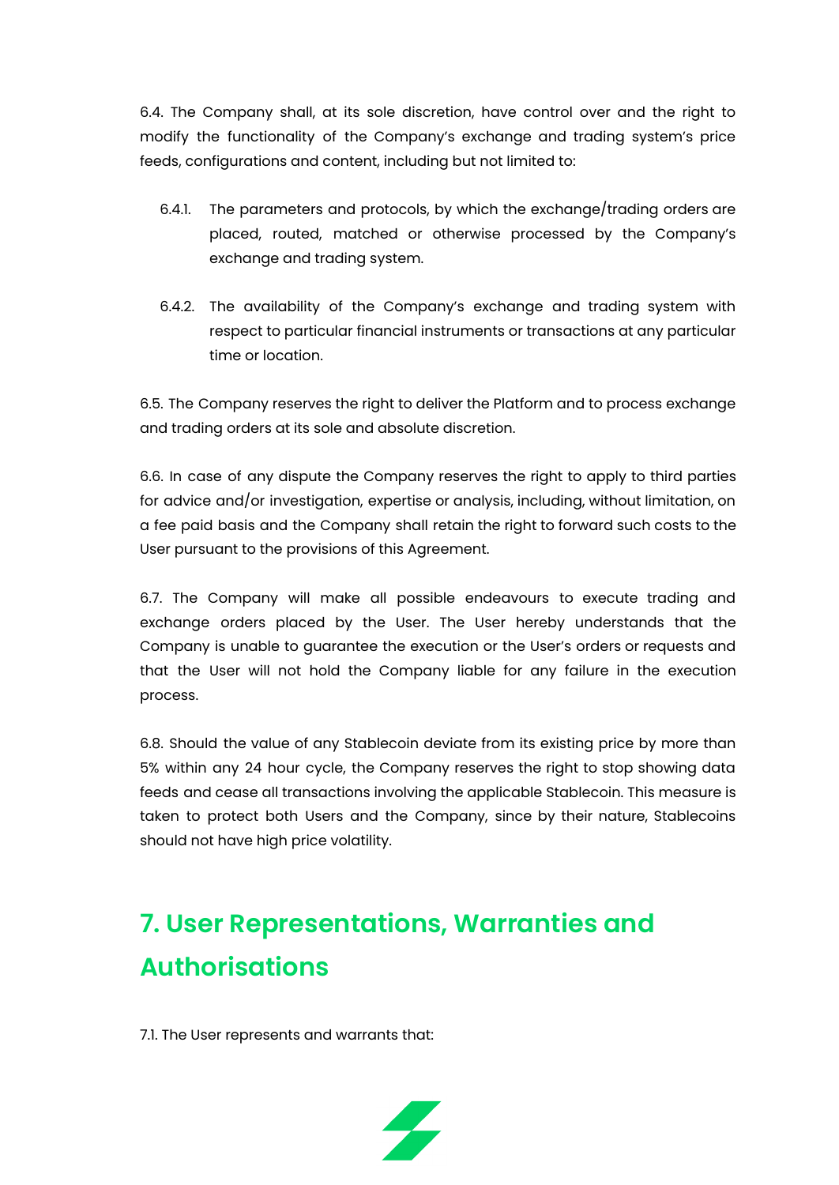6.4. The Company shall, at its sole discretion, have control over and the right to modify the functionality of the Company's exchange and trading system's price feeds, configurations and content, including but not limited to:

6.4.1. The parameters and protocols, by which the exchange/trading orders are placed, routed, matched or otherwise processed by the Company's exchange and trading system.

6.4.2. The availability of the Company's exchange and trading system with respect to particular financial instruments or transactions at any particular time or location.

6.5. The Company reserves the right to deliver the Platform and to process exchange and trading orders at its sole and absolute discretion.

6.6. In case of any dispute the Company reserves the right to apply to third parties for advice and/or investigation, expertise or analysis, including, without limitation, on a fee paid basis and the Company shall retain the right to forward such costs to the User pursuant to the provisions of this Agreement.

6.7. The Company will make all possible endeavours to execute trading and exchange orders placed by the User. The User hereby understands that the Company is unable to guarantee the execution or the User's orders or requests and that the User will not hold the Company liable for any failure in the execution process.

6.8. Should the value of any Stablecoin deviate from its existing price by more than 5% within any 24 hour cycle, the Company reserves the right to stop showing data feeds and cease all transactions involving the applicable Stablecoin. This measure is taken to protect both Users and the Company, since by their nature, Stablecoins should not have high price volatility.

## 7. User Representations, Warranties and Authorisations

7.1. The User represents and warrants that: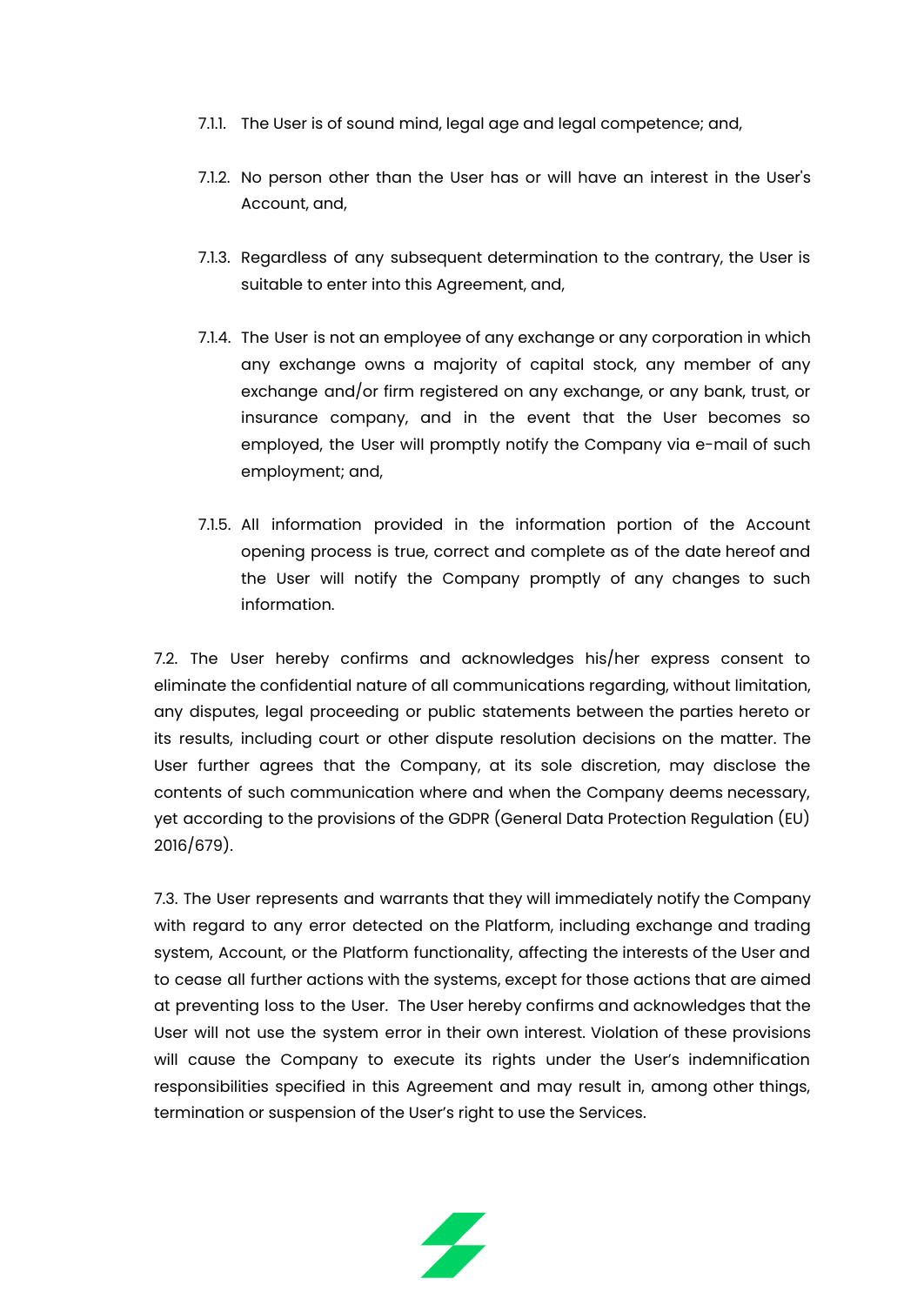7.1.1. The User is of sound mind, legal age and legal competence; and,

7.1.2. No person other than the User has or will have an interest in the User's Account, and,

7.1.3. Regardless of any subsequent determination to the contrary, the User is suitable to enter into this Agreement, and,

7.1.4. The User is not an employee of any exchange or any corporation in which any exchange owns a majority of capital stock, any member of any exchange and/or firm registered on any exchange, or any bank, trust, or insurance company, and in the event that the User becomes so employed, the User will promptly notify the Company via e-mail of such employment; and,

7.1.5. All information provided in the information portion of the Account opening process is true, correct and complete as of the date hereof and the User will notify the Company promptly of any changes to such information.

7.2. The User hereby confirms and acknowledges his/her express consent to eliminate the confidential nature of all communications regarding, without limitation, any disputes, legal proceeding or public statements between the parties hereto or its results, including court or other dispute resolution decisions on the matter. The User further agrees that the Company, at its sole discretion, may disclose the contents of such communication where and when the Company deems necessary, yet according to the provisions of the GDPR (General Data Protection Regulation (EU) 2016/679).

7.3. The User represents and warrants that they will immediately notify the Company with regard to any error detected on the Platform, including exchange and trading system, Account, or the Platform functionality, affecting the interests of the User and to cease all further actions with the systems, except for those actions that are aimed at preventing loss to the User. The User hereby confirms and acknowledges that the User will not use the system error in their own interest. Violation of these provisions will cause the Company to execute its rights under the User's indemnification responsibilities specified in this Agreement and may result in, among other things, termination or suspension of the User's right to use the Services.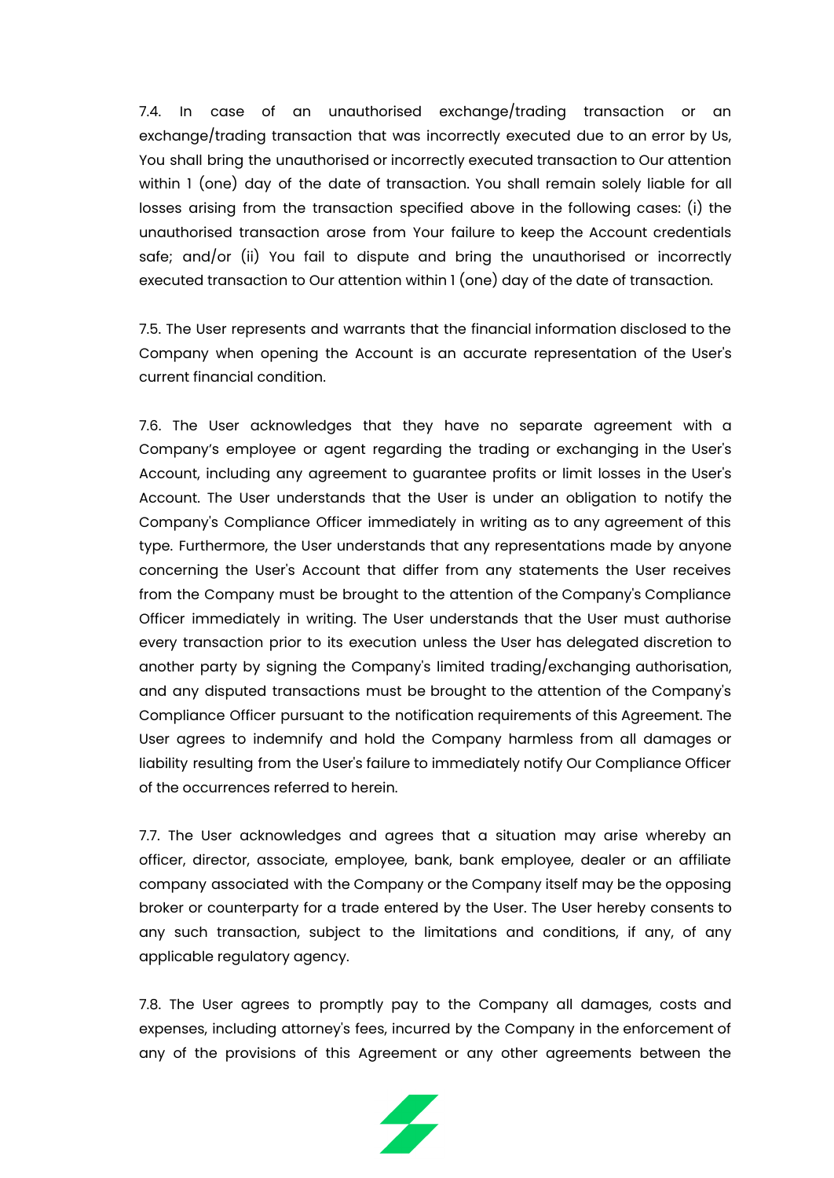7.4. In case of an unauthorised exchange/trading transaction or an exchange/trading transaction that was incorrectly executed due to an error by Us, You shall bring the unauthorised or incorrectly executed transaction to Our attention within 1 (one) day of the date of transaction. You shall remain solely liable for all losses arising from the transaction specified above in the following cases: (i) the unauthorised transaction arose from Your failure to keep the Account credentials safe; and/or (ii) You fail to dispute and bring the unauthorised or incorrectly executed transaction to Our attention within 1 (one) day of the date of transaction.

7.5. The User represents and warrants that the financial information disclosed to the Company when opening the Account is an accurate representation of the User's current financial condition.

7.6. The User acknowledges that they have no separate agreement with a Company's employee or agent regarding the trading or exchanging in the User's Account, including any agreement to guarantee profits or limit losses in the User's Account. The User understands that the User is under an obligation to notify the Company's Compliance Officer immediately in writing as to any agreement of this type. Furthermore, the User understands that any representations made by anyone concerning the User's Account that differ from any statements the User receives from the Company must be brought to the attention of the Company's Compliance Officer immediately in writing. The User understands that the User must authorise every transaction prior to its execution unless the User has delegated discretion to another party by signing the Company's limited trading/exchanging authorisation, and any disputed transactions must be brought to the attention of the Company's Compliance Officer pursuant to the notification requirements of this Agreement. The User agrees to indemnify and hold the Company harmless from all damages or liability resulting from the User's failure to immediately notify Our Compliance Officer of the occurrences referred to herein.

7.7. The User acknowledges and agrees that a situation may arise whereby an officer, director, associate, employee, bank, bank employee, dealer or an affiliate company associated with the Company or the Company itself may be the opposing broker or counterparty for a trade entered by the User. The User hereby consents to any such transaction, subject to the limitations and conditions, if any, of any applicable regulatory agency.

7.8. The User agrees to promptly pay to the Company all damages, costs and expenses, including attorney's fees, incurred by the Company in the enforcement of any of the provisions of this Agreement or any other agreements between the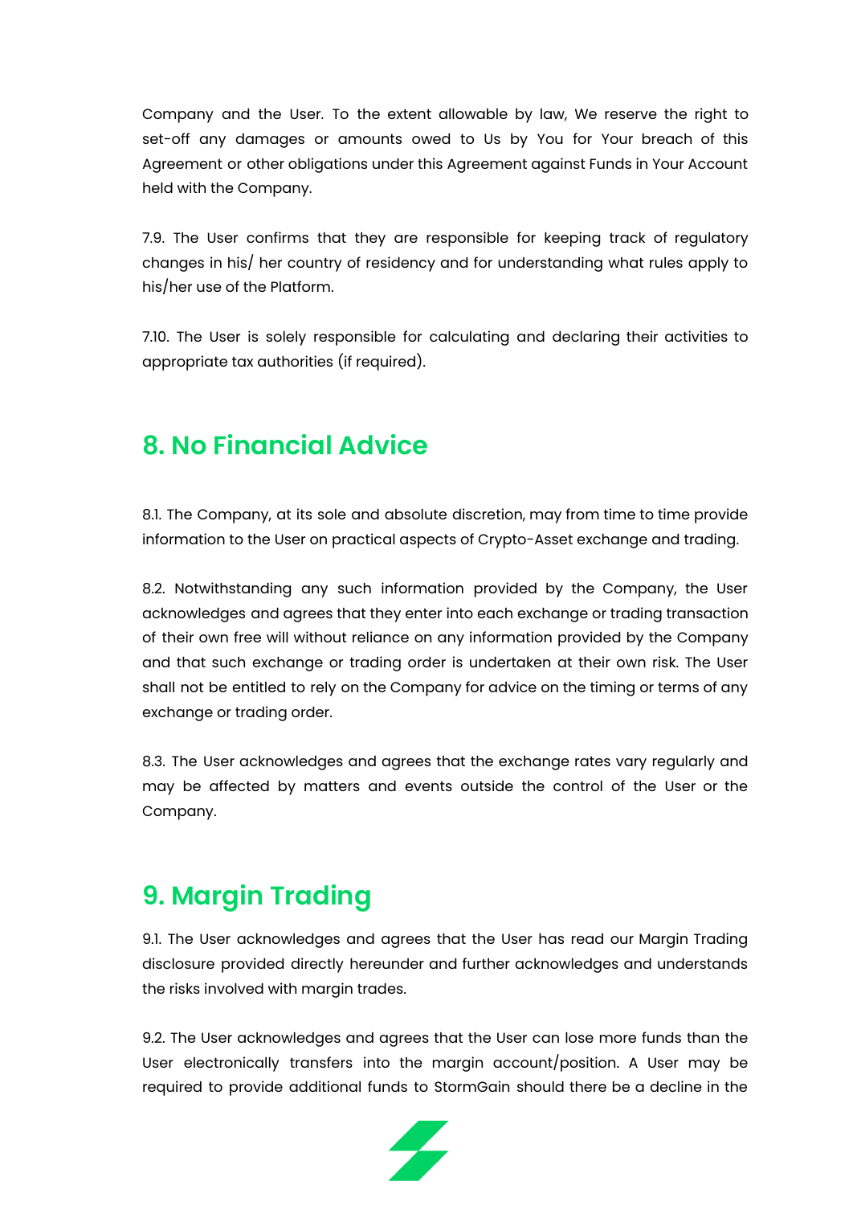Company and the User. To the extent allowable by law, We reserve the right to set-off any damages or amounts owed to Us by You for Your breach of this Agreement or other obligations under this Agreement against Funds in Your Account held with the Company.

7.9. The User confirms that they are responsible for keeping track of regulatory changes in his/ her country of residency and for understanding what rules apply to his/her use of the Platform.

7.10. The User is solely responsible for calculating and declaring their activities to appropriate tax authorities (if required).

## 8. No Financial Advice

8.1. The Company, at its sole and absolute discretion, may from time to time provide information to the User on practical aspects of Crypto-Asset exchange and trading.

8.2. Notwithstanding any such information provided by the Company, the User acknowledges and agrees that they enter into each exchange or trading transaction of their own free will without reliance on any information provided by the Company and that such exchange or trading order is undertaken at their own risk. The User shall not be entitled to rely on the Company for advice on the timing or terms of any exchange or trading order.

8.3. The User acknowledges and agrees that the exchange rates vary regularly and may be affected by matters and events outside the control of the User or the Company.

## 9. Margin Trading

9.1. The User acknowledges and agrees that the User has read our Margin Trading disclosure provided directly hereunder and further acknowledges and understands the risks involved with margin trades.

9.2. The User acknowledges and agrees that the User can lose more funds than the User electronically transfers into the margin account/position. A User may be required to provide additional funds to StormGain should there be a decline in the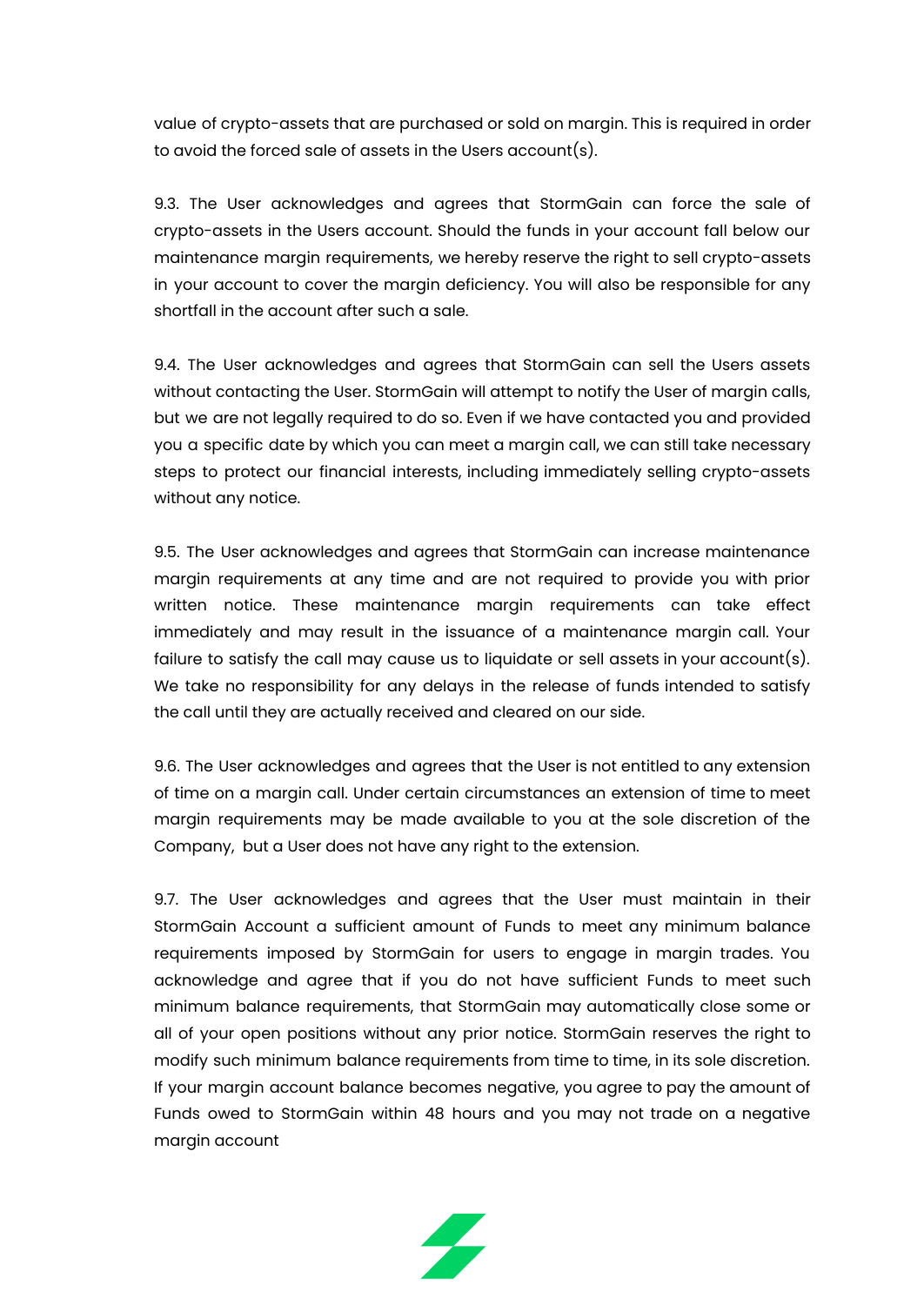value of crypto-assets that are purchased or sold on margin. This is required in order to avoid the forced sale of assets in the Users account(s).

9.3. The User acknowledges and agrees that StormGain can force the sale of crypto-assets in the Users account. Should the funds in your account fall below our maintenance margin requirements, we hereby reserve the right to sell crypto-assets in your account to cover the margin deficiency. You will also be responsible for any shortfall in the account after such a sale.

9.4. The User acknowledges and agrees that StormGain can sell the Users assets without contacting the User. StormGain will attempt to notify the User of margin calls, but we are not legally required to do so. Even if we have contacted you and provided you a specific date by which you can meet a margin call, we can still take necessary steps to protect our financial interests, including immediately selling crypto-assets without any notice.

9.5. The User acknowledges and agrees that StormGain can increase maintenance margin requirements at any time and are not required to provide you with prior written notice. These maintenance margin requirements can take effect immediately and may result in the issuance of a maintenance margin call. Your failure to satisfy the call may cause us to liquidate or sell assets in your account(s). We take no responsibility for any delays in the release of funds intended to satisfy the call until they are actually received and cleared on our side.

9.6. The User acknowledges and agrees that the User is not entitled to any extension of time on a margin call. Under certain circumstances an extension of time to meet margin requirements may be made available to you at the sole discretion of the Company, but a User does not have any right to the extension.

9.7. The User acknowledges and agrees that the User must maintain in their StormGain Account a sufficient amount of Funds to meet any minimum balance requirements imposed by StormGain for users to engage in margin trades. You acknowledge and agree that if you do not have sufficient Funds to meet such minimum balance requirements, that StormGain may automatically close some or all of your open positions without any prior notice. StormGain reserves the right to modify such minimum balance requirements from time to time, in its sole discretion. If your margin account balance becomes negative, you agree to pay the amount of Funds owed to StormGain within 48 hours and you may not trade on a negative margin account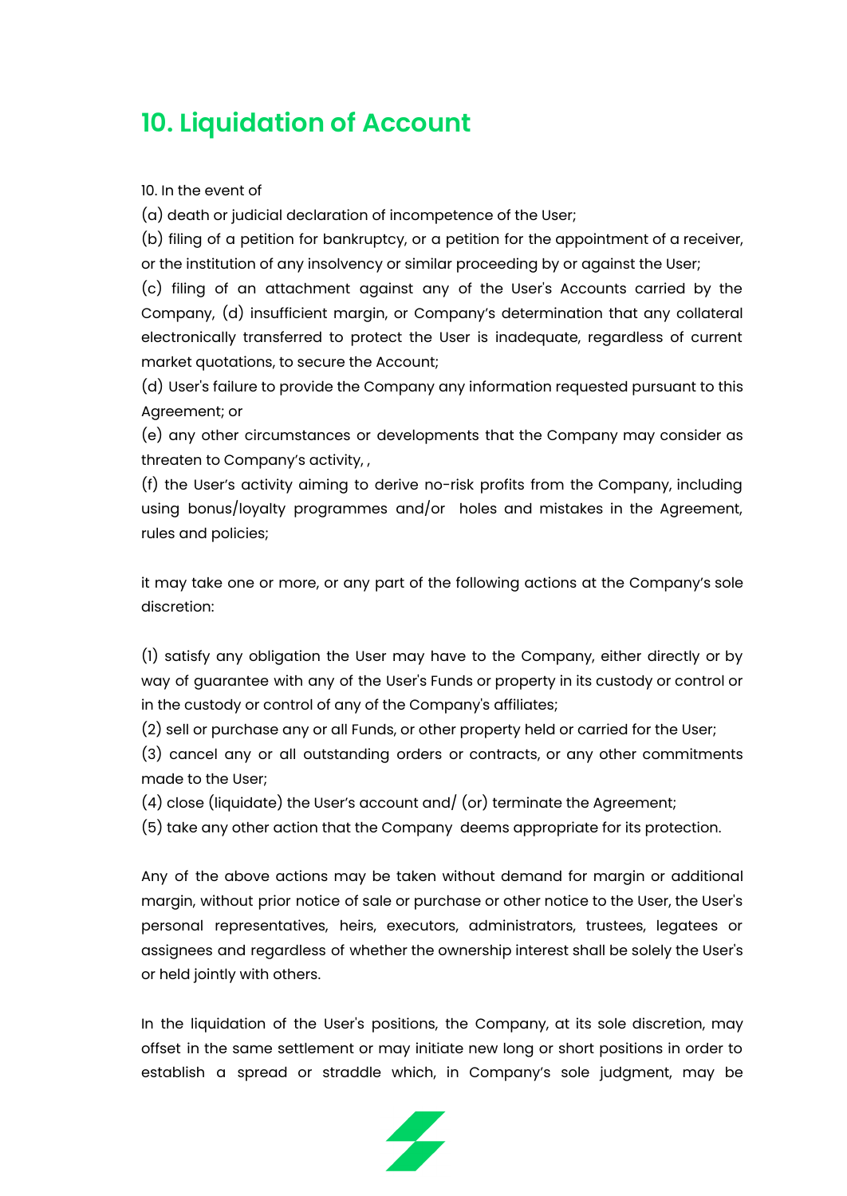## 10. Liquidation of Account

10. In the event of

(a) death or judicial declaration of incompetence of the User;

(b) filing of a petition for bankruptcy, or a petition for the appointment of a receiver, or the institution of any insolvency or similar proceeding by or against the User;

(c) filing of an attachment against any of the User's Accounts carried by the Company, (d) insufficient margin, or Company's determination that any collateral electronically transferred to protect the User is inadequate, regardless of current market quotations, to secure the Account;

(d) User's failure to provide the Company any information requested pursuant to this Agreement; or

(e) any other circumstances or developments that the Company may consider as threaten to Company's activity, ,

(f) the User's activity aiming to derive no-risk profits from the Company, including using bonus/loyalty programmes and/or holes and mistakes in the Agreement, rules and policies;

it may take one or more, or any part of the following actions at the Company's sole discretion:

(1) satisfy any obligation the User may have to the Company, either directly or by way of guarantee with any of the User's Funds or property in its custody or control or in the custody or control of any of the Company's affiliates;

(2) sell or purchase any or all Funds, or other property held or carried for the User;

(3) cancel any or all outstanding orders or contracts, or any other commitments made to the User;

(4) close (liquidate) the User's account and/ (or) terminate the Agreement;

(5) take any other action that the Company deems appropriate for its protection.

Any of the above actions may be taken without demand for margin or additional margin, without prior notice of sale or purchase or other notice to the User, the User's personal representatives, heirs, executors, administrators, trustees, legatees or assignees and regardless of whether the ownership interest shall be solely the User's or held jointly with others.

In the liquidation of the User's positions, the Company, at its sole discretion, may offset in the same settlement or may initiate new long or short positions in order to establish a spread or straddle which, in Company's sole judgment, may be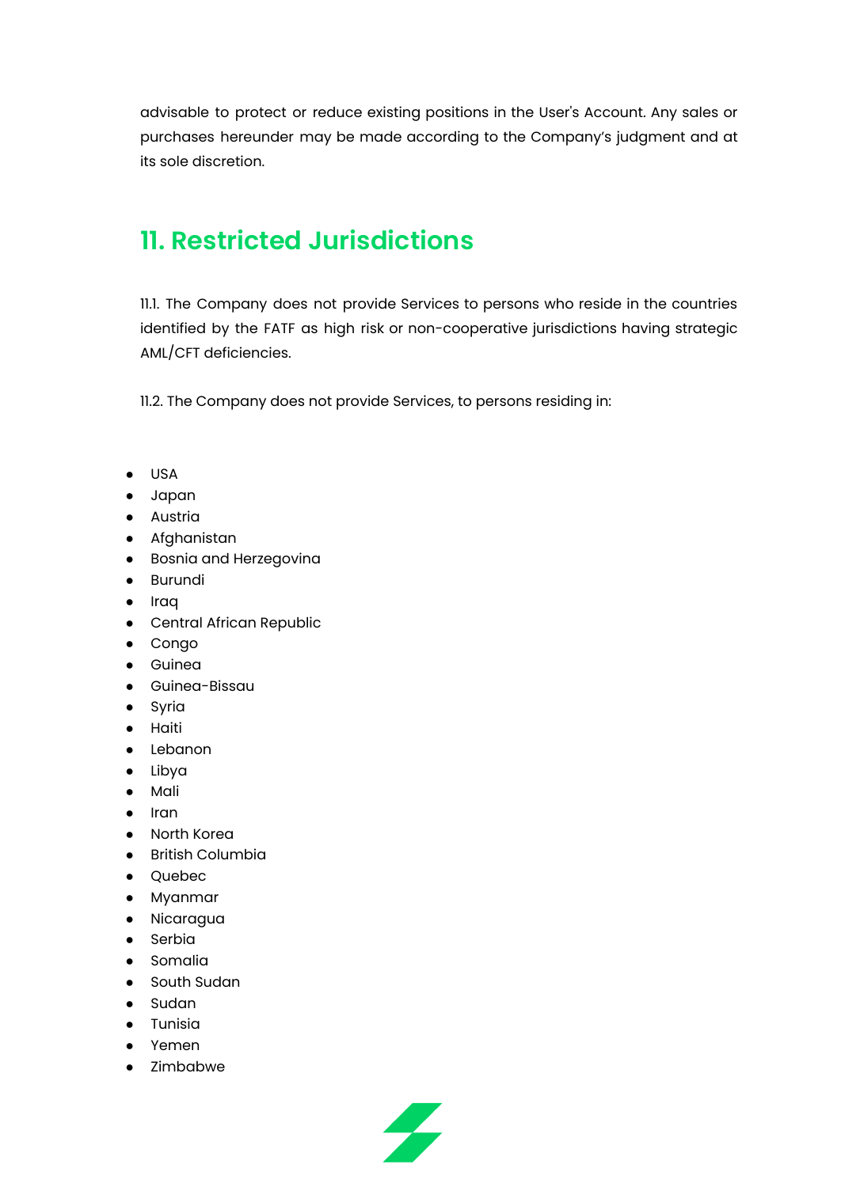advisable to protect or reduce existing positions in the User's Account. Any sales or purchases hereunder may be made according to the Company's judgment and at its sole discretion.

## 11. Restricted Jurisdictions

11.1. The Company does not provide Services to persons who reside in the countries identified by the FATF as high risk or non-cooperative jurisdictions having strategic AML/CFT deficiencies.

11.2. The Company does not provide Services, to persons residing in:

- USA
- Japan
- Austria
- Afghanistan
- Bosnia and Herzegovina
- Burundi
- Iraq
- Central African Republic
- Congo
- Guinea
- Guinea-Bissau
- Syria
- Haiti
- Lebanon
- Libya
- Mali
- Iran
- North Korea
- British Columbia
- Quebec
- Myanmar
- Nicaragua
- Serbia
- Somalia
- South Sudan
- Sudan
- Tunisia
- Yemen
- Zimbabwe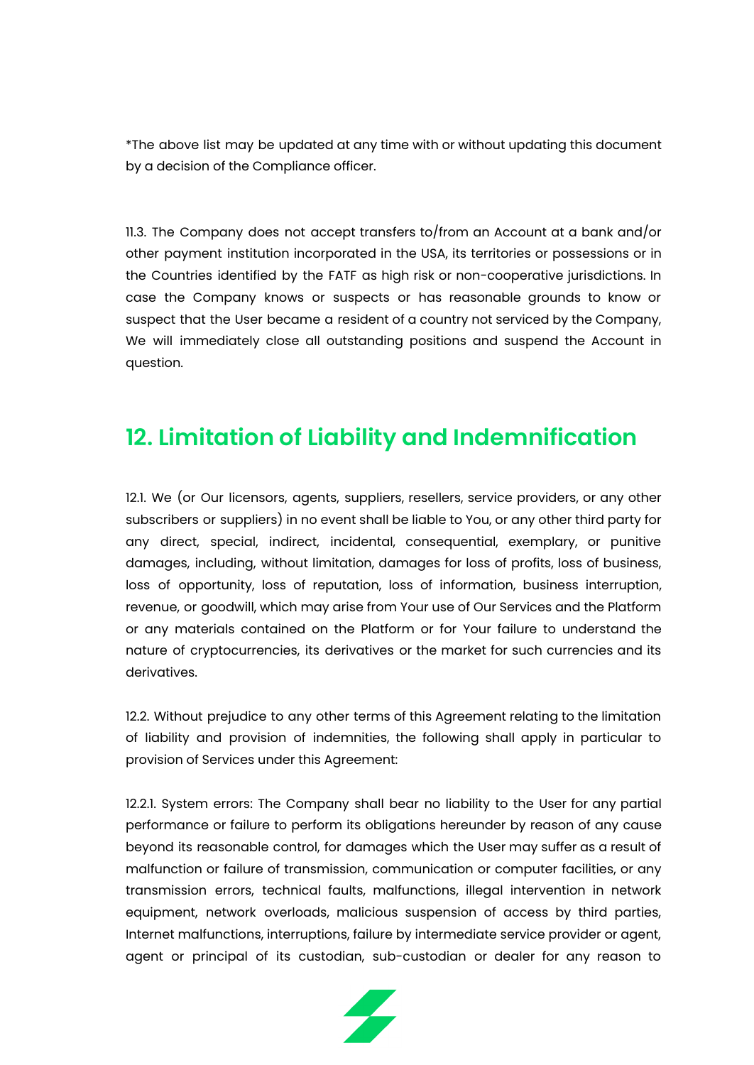*The above list may be updated at any time with or without updating this document by a decision of the Compliance officer.

11.3. The Company does not accept transfers to/from an Account at a bank and/or other payment institution incorporated in the USA, its territories or possessions or in the Countries identified by the FATF as high risk or non-cooperative jurisdictions. In case the Company knows or suspects or has reasonable grounds to know or suspect that the User became a resident of a country not serviced by the Company, We will immediately close all outstanding positions and suspend the Account in question.

## 12. Limitation of Liability and Indemnification

12.1. We (or Our licensors, agents, suppliers, resellers, service providers, or any other subscribers or suppliers) in no event shall be liable to You, or any other third party for any direct, special, indirect, incidental, consequential, exemplary, or punitive damages, including, without limitation, damages for loss of profits, loss of business, loss of opportunity, loss of reputation, loss of information, business interruption, revenue, or goodwill, which may arise from Your use of Our Services and the Platform or any materials contained on the Platform or for Your failure to understand the nature of cryptocurrencies, its derivatives or the market for such currencies and its derivatives.

12.2. Without prejudice to any other terms of this Agreement relating to the limitation of liability and provision of indemnities, the following shall apply in particular to provision of Services under this Agreement:

12.2.1. System errors: The Company shall bear no liability to the User for any partial performance or failure to perform its obligations hereunder by reason of any cause beyond its reasonable control, for damages which the User may suffer as a result of malfunction or failure of transmission, communication or computer facilities, or any transmission errors, technical faults, malfunctions, illegal intervention in network equipment, network overloads, malicious suspension of access by third parties, Internet malfunctions, interruptions, failure by intermediate service provider or agent, agent or principal of its custodian, sub-custodian or dealer for any reason to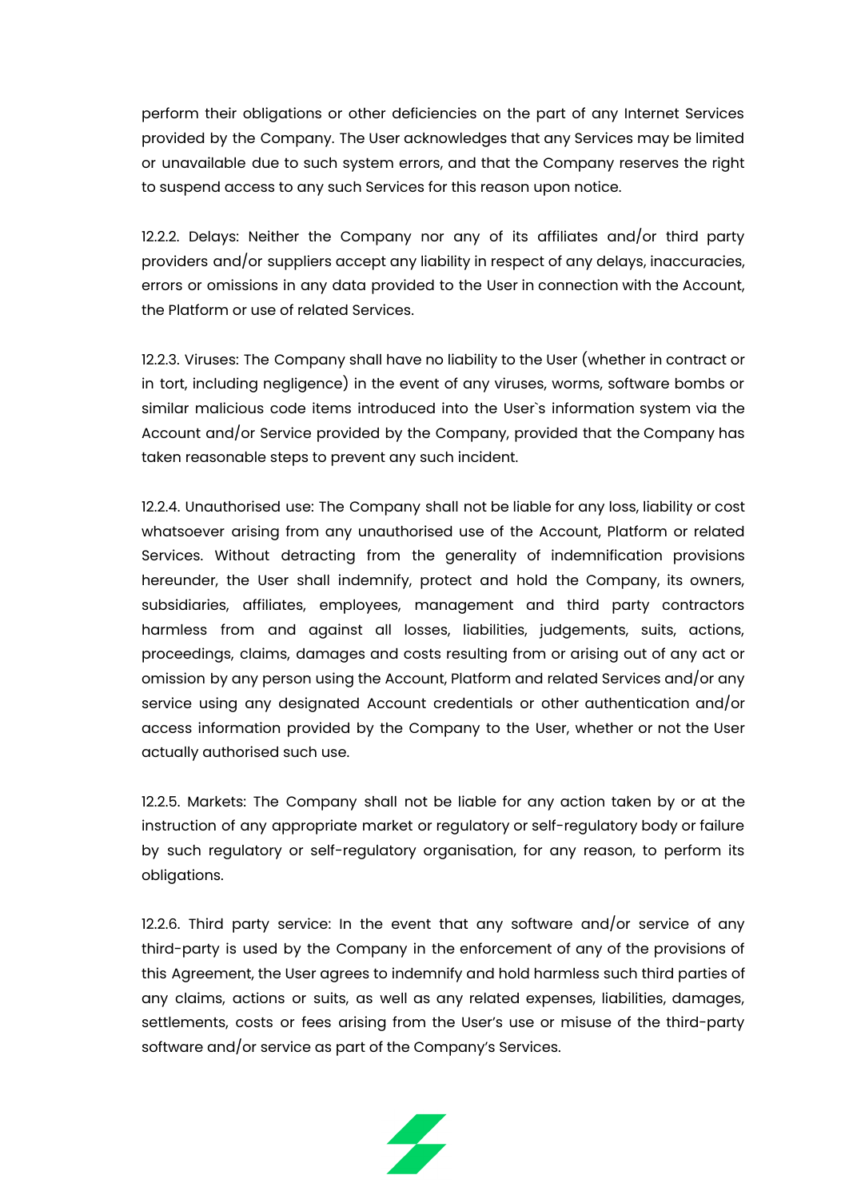perform their obligations or other deficiencies on the part of any Internet Services provided by the Company. The User acknowledges that any Services may be limited or unavailable due to such system errors, and that the Company reserves the right to suspend access to any such Services for this reason upon notice.

12.2.2. Delays: Neither the Company nor any of its affiliates and/or third party providers and/or suppliers accept any liability in respect of any delays, inaccuracies, errors or omissions in any data provided to the User in connection with the Account, the Platform or use of related Services.

12.2.3. Viruses: The Company shall have no liability to the User (whether in contract or in tort, including negligence) in the event of any viruses, worms, software bombs or similar malicious code items introduced into the User`s information system via the Account and/or Service provided by the Company, provided that the Company has taken reasonable steps to prevent any such incident.

12.2.4. Unauthorised use: The Company shall not be liable for any loss, liability or cost whatsoever arising from any unauthorised use of the Account, Platform or related Services. Without detracting from the generality of indemnification provisions hereunder, the User shall indemnify, protect and hold the Company, its owners, subsidiaries, affiliates, employees, management and third party contractors harmless from and against all losses, liabilities, judgements, suits, actions, proceedings, claims, damages and costs resulting from or arising out of any act or omission by any person using the Account, Platform and related Services and/or any service using any designated Account credentials or other authentication and/or access information provided by the Company to the User, whether or not the User actually authorised such use.

12.2.5. Markets: The Company shall not be liable for any action taken by or at the instruction of any appropriate market or regulatory or self-regulatory body or failure by such regulatory or self-regulatory organisation, for any reason, to perform its obligations.

12.2.6. Third party service: In the event that any software and/or service of any third-party is used by the Company in the enforcement of any of the provisions of this Agreement, the User agrees to indemnify and hold harmless such third parties of any claims, actions or suits, as well as any related expenses, liabilities, damages, settlements, costs or fees arising from the User's use or misuse of the third-party software and/or service as part of the Company's Services.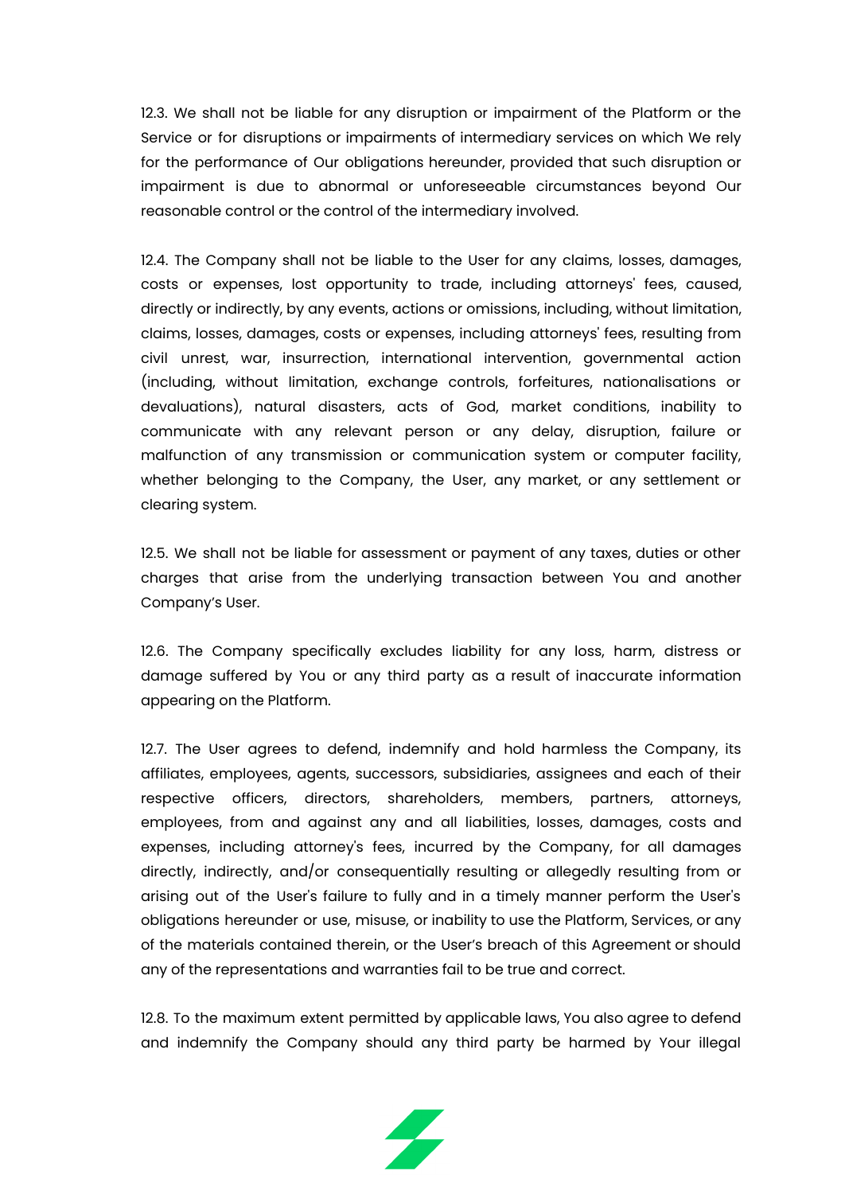12.3. We shall not be liable for any disruption or impairment of the Platform or the Service or for disruptions or impairments of intermediary services on which We rely for the performance of Our obligations hereunder, provided that such disruption or impairment is due to abnormal or unforeseeable circumstances beyond Our reasonable control or the control of the intermediary involved.

12.4. The Company shall not be liable to the User for any claims, losses, damages, costs or expenses, lost opportunity to trade, including attorneys' fees, caused, directly or indirectly, by any events, actions or omissions, including, without limitation, claims, losses, damages, costs or expenses, including attorneys' fees, resulting from civil unrest, war, insurrection, international intervention, governmental action (including, without limitation, exchange controls, forfeitures, nationalisations or devaluations), natural disasters, acts of God, market conditions, inability to communicate with any relevant person or any delay, disruption, failure or malfunction of any transmission or communication system or computer facility, whether belonging to the Company, the User, any market, or any settlement or clearing system.

12.5. We shall not be liable for assessment or payment of any taxes, duties or other charges that arise from the underlying transaction between You and another Company's User.

12.6. The Company specifically excludes liability for any loss, harm, distress or damage suffered by You or any third party as a result of inaccurate information appearing on the Platform.

12.7. The User agrees to defend, indemnify and hold harmless the Company, its affiliates, employees, agents, successors, subsidiaries, assignees and each of their respective officers, directors, shareholders, members, partners, attorneys, employees, from and against any and all liabilities, losses, damages, costs and expenses, including attorney's fees, incurred by the Company, for all damages directly, indirectly, and/or consequentially resulting or allegedly resulting from or arising out of the User's failure to fully and in a timely manner perform the User's obligations hereunder or use, misuse, or inability to use the Platform, Services, or any of the materials contained therein, or the User's breach of this Agreement or should any of the representations and warranties fail to be true and correct.

12.8. To the maximum extent permitted by applicable laws, You also agree to defend and indemnify the Company should any third party be harmed by Your illegal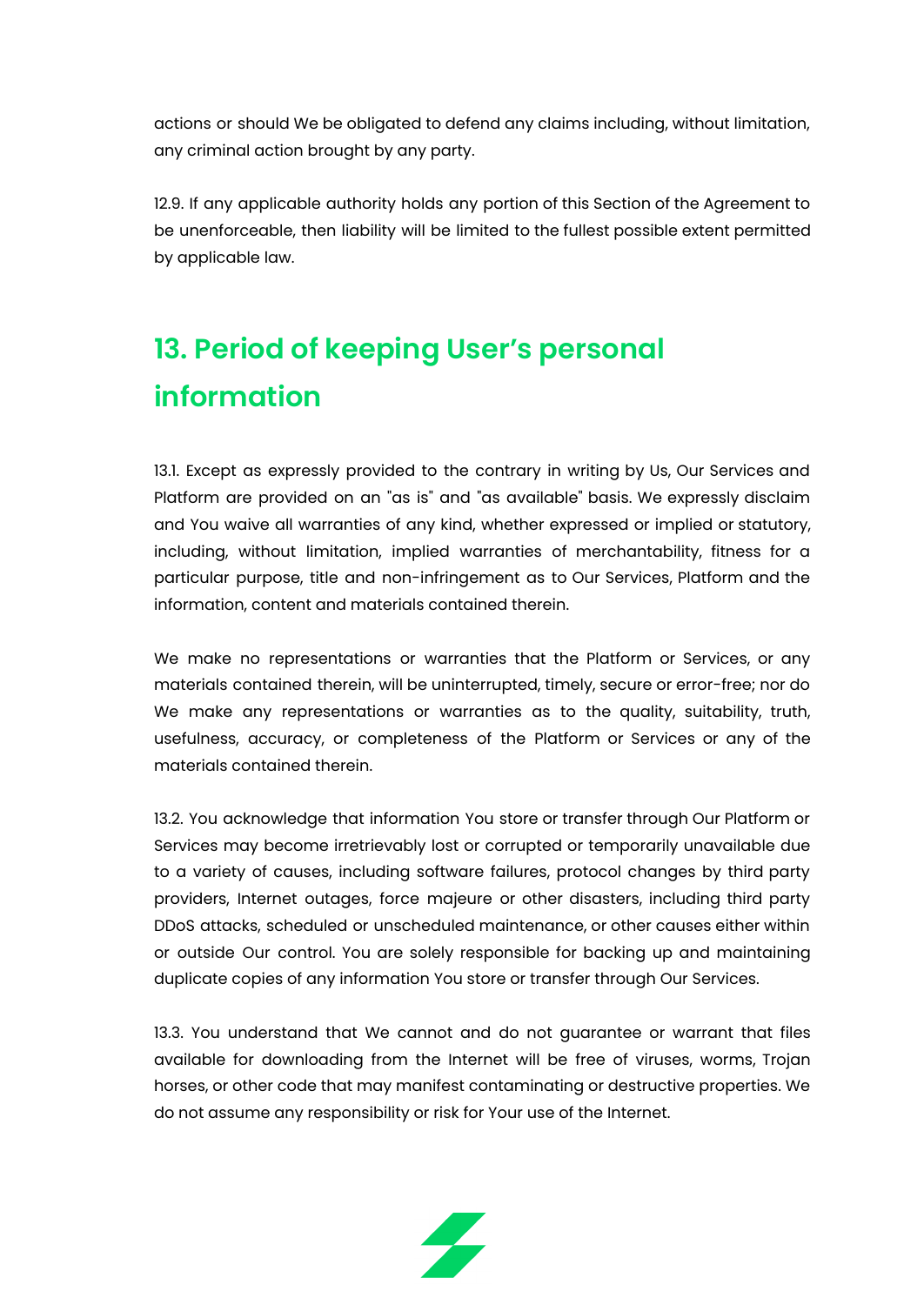actions or should We be obligated to defend any claims including, without limitation, any criminal action brought by any party.

12.9. If any applicable authority holds any portion of this Section of the Agreement to be unenforceable, then liability will be limited to the fullest possible extent permitted by applicable law.

## 13. Period of keeping User's personal information

13.1. Except as expressly provided to the contrary in writing by Us, Our Services and Platform are provided on an "as is" and "as available" basis. We expressly disclaim and You waive all warranties of any kind, whether expressed or implied or statutory, including, without limitation, implied warranties of merchantability, fitness for a particular purpose, title and non-infringement as to Our Services, Platform and the information, content and materials contained therein.

We make no representations or warranties that the Platform or Services, or any materials contained therein, will be uninterrupted, timely, secure or error-free; nor do We make any representations or warranties as to the quality, suitability, truth, usefulness, accuracy, or completeness of the Platform or Services or any of the materials contained therein.

13.2. You acknowledge that information You store or transfer through Our Platform or Services may become irretrievably lost or corrupted or temporarily unavailable due to a variety of causes, including software failures, protocol changes by third party providers, Internet outages, force majeure or other disasters, including third party DDoS attacks, scheduled or unscheduled maintenance, or other causes either within or outside Our control. You are solely responsible for backing up and maintaining duplicate copies of any information You store or transfer through Our Services.

13.3. You understand that We cannot and do not guarantee or warrant that files available for downloading from the Internet will be free of viruses, worms, Trojan horses, or other code that may manifest contaminating or destructive properties. We do not assume any responsibility or risk for Your use of the Internet.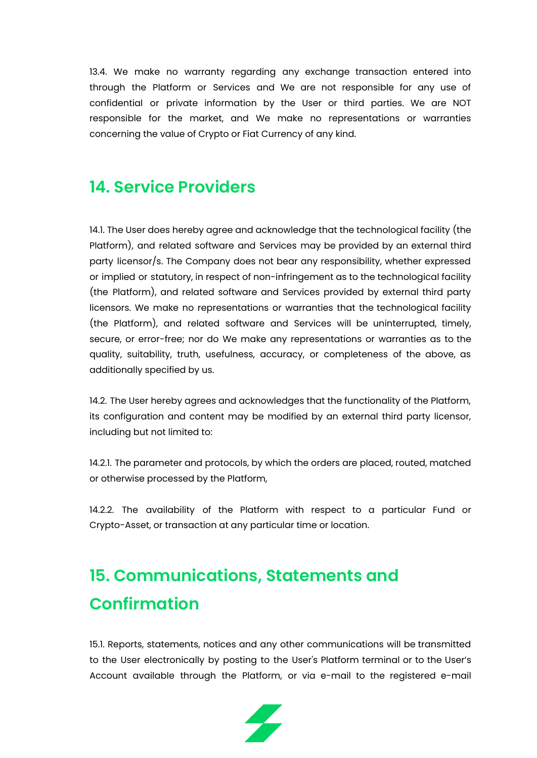13.4. We make no warranty regarding any exchange transaction entered into through the Platform or Services and We are not responsible for any use of confidential or private information by the User or third parties. We are NOT responsible for the market, and We make no representations or warranties concerning the value of Crypto or Fiat Currency of any kind.

## 14. Service Providers

14.1. The User does hereby agree and acknowledge that the technological facility (the Platform), and related software and Services may be provided by an external third party licensor/s. The Company does not bear any responsibility, whether expressed or implied or statutory, in respect of non-infringement as to the technological facility (the Platform), and related software and Services provided by external third party licensors. We make no representations or warranties that the technological facility (the Platform), and related software and Services will be uninterrupted, timely, secure, or error-free; nor do We make any representations or warranties as to the quality, suitability, truth, usefulness, accuracy, or completeness of the above, as additionally specified by us.

14.2. The User hereby agrees and acknowledges that the functionality of the Platform, its configuration and content may be modified by an external third party licensor, including but not limited to:

14.2.1. The parameter and protocols, by which the orders are placed, routed, matched or otherwise processed by the Platform,

14.2.2. The availability of the Platform with respect to a particular Fund or Crypto-Asset, or transaction at any particular time or location.

## 15. Communications, Statements and Confirmation

15.1. Reports, statements, notices and any other communications will be transmitted to the User electronically by posting to the User's Platform terminal or to the User's Account available through the Platform, or via e-mail to the registered e-mail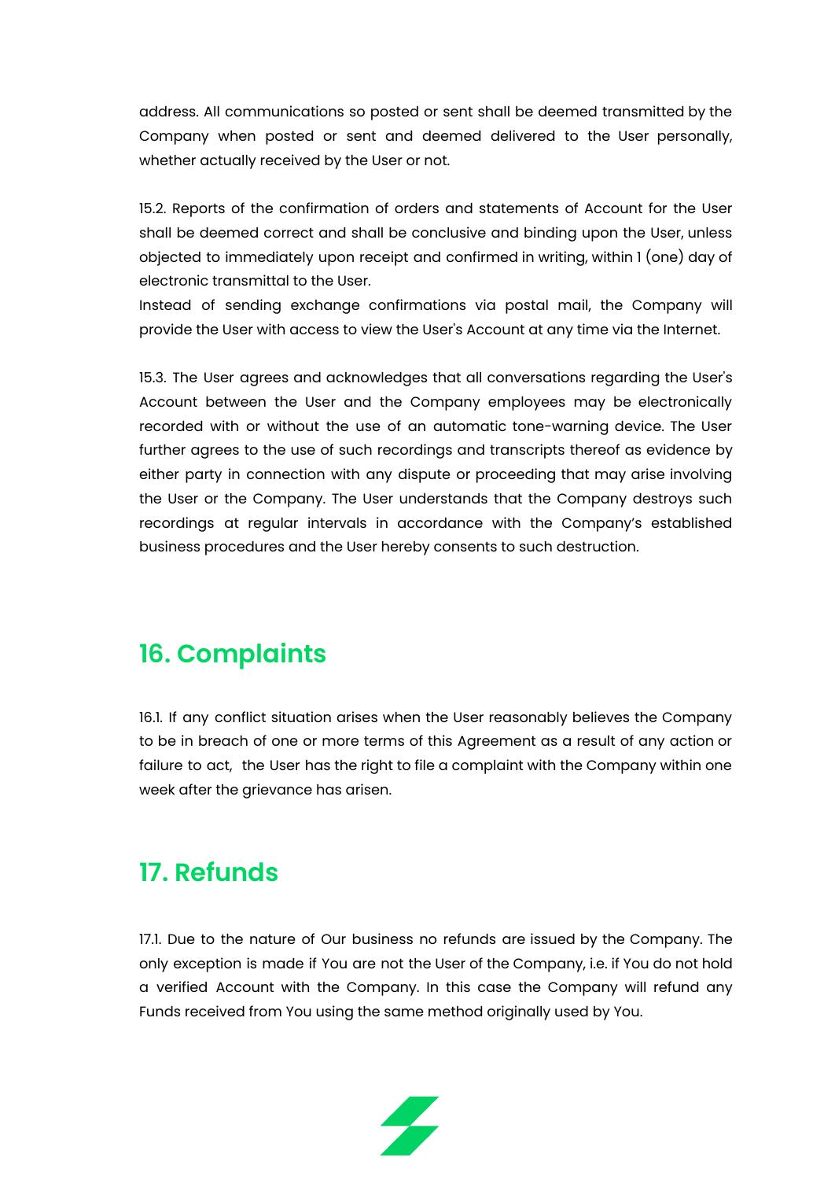address. All communications so posted or sent shall be deemed transmitted by the Company when posted or sent and deemed delivered to the User personally, whether actually received by the User or not.

15.2. Reports of the confirmation of orders and statements of Account for the User shall be deemed correct and shall be conclusive and binding upon the User, unless objected to immediately upon receipt and confirmed in writing, within 1 (one) day of electronic transmittal to the User.
Instead of sending exchange confirmations via postal mail, the Company will provide the User with access to view the User's Account at any time via the Internet.

15.3. The User agrees and acknowledges that all conversations regarding the User's Account between the User and the Company employees may be electronically recorded with or without the use of an automatic tone-warning device. The User further agrees to the use of such recordings and transcripts thereof as evidence by either party in connection with any dispute or proceeding that may arise involving the User or the Company. The User understands that the Company destroys such recordings at regular intervals in accordance with the Company's established business procedures and the User hereby consents to such destruction.

## 16. Complaints

16.1. If any conflict situation arises when the User reasonably believes the Company to be in breach of one or more terms of this Agreement as a result of any action or failure to act, the User has the right to file a complaint with the Company within one week after the grievance has arisen.

## 17. Refunds

17.1. Due to the nature of Our business no refunds are issued by the Company. The only exception is made if You are not the User of the Company, i.e. if You do not hold a verified Account with the Company. In this case the Company will refund any Funds received from You using the same method originally used by You.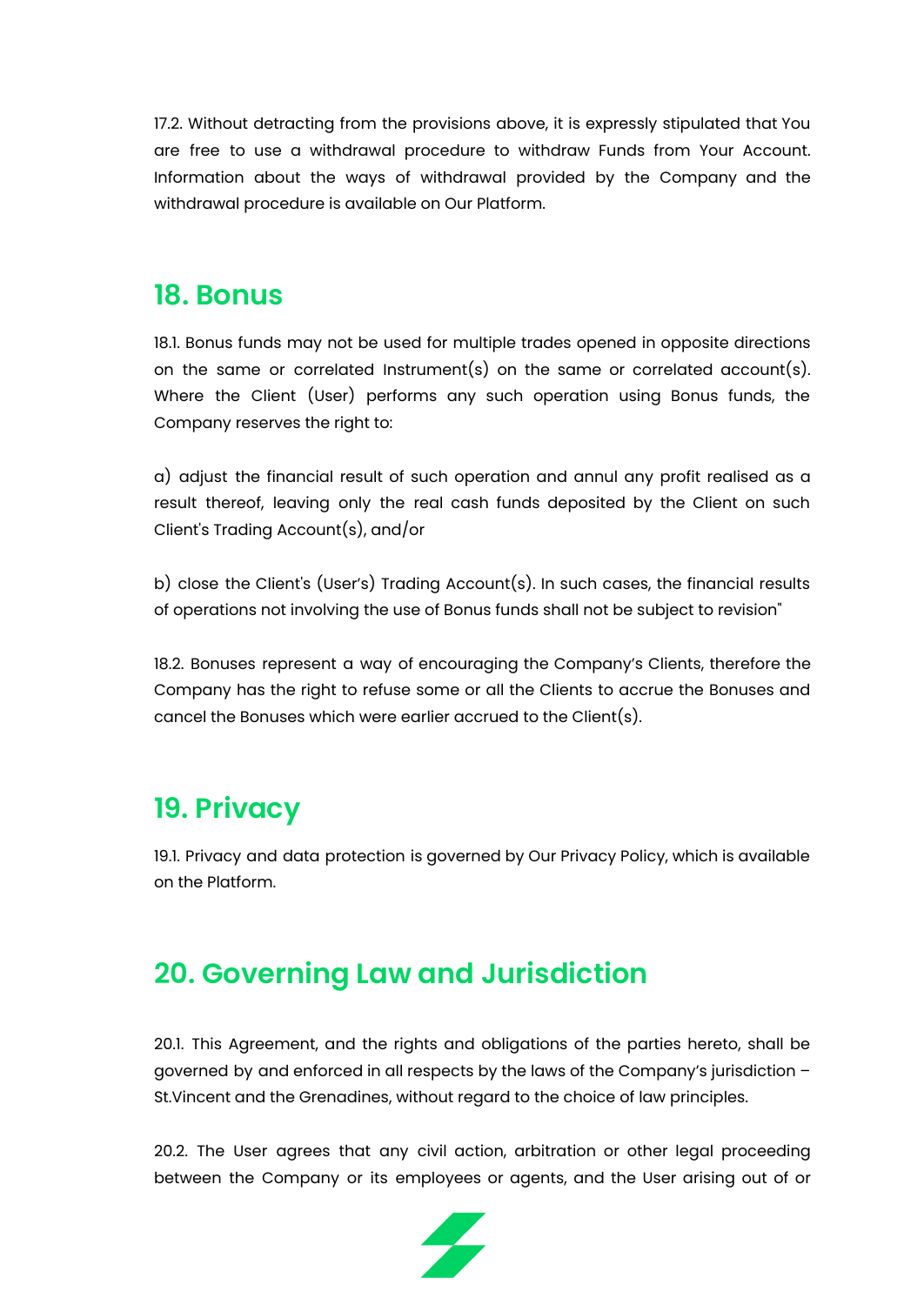17.2. Without detracting from the provisions above, it is expressly stipulated that You are free to use a withdrawal procedure to withdraw Funds from Your Account. Information about the ways of withdrawal provided by the Company and the withdrawal procedure is available on Our Platform.

## 18. Bonus

18.1. Bonus funds may not be used for multiple trades opened in opposite directions on the same or correlated Instrument(s) on the same or correlated account(s). Where the Client (User) performs any such operation using Bonus funds, the Company reserves the right to:

a) adjust the financial result of such operation and annul any profit realised as a result thereof, leaving only the real cash funds deposited by the Client on such Client's Trading Account(s), and/or

b) close the Client's (User's) Trading Account(s). In such cases, the financial results of operations not involving the use of Bonus funds shall not be subject to revision"

18.2. Bonuses represent a way of encouraging the Company's Clients, therefore the Company has the right to refuse some or all the Clients to accrue the Bonuses and cancel the Bonuses which were earlier accrued to the Client(s).

## 19. Privacy

19.1. Privacy and data protection is governed by Our Privacy Policy, which is available on the Platform.

## 20. Governing Law and Jurisdiction

20.1. This Agreement, and the rights and obligations of the parties hereto, shall be governed by and enforced in all respects by the laws of the Company's jurisdiction – St.Vincent and the Grenadines, without regard to the choice of law principles.

20.2. The User agrees that any civil action, arbitration or other legal proceeding between the Company or its employees or agents, and the User arising out of or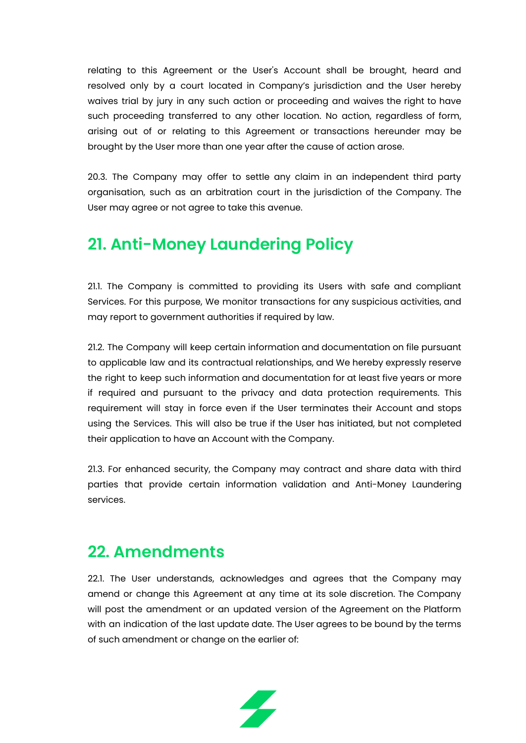relating to this Agreement or the User's Account shall be brought, heard and resolved only by a court located in Company's jurisdiction and the User hereby waives trial by jury in any such action or proceeding and waives the right to have such proceeding transferred to any other location. No action, regardless of form, arising out of or relating to this Agreement or transactions hereunder may be brought by the User more than one year after the cause of action arose.

20.3. The Company may offer to settle any claim in an independent third party organisation, such as an arbitration court in the jurisdiction of the Company. The User may agree or not agree to take this avenue.

## 21. Anti-Money Laundering Policy

21.1. The Company is committed to providing its Users with safe and compliant Services. For this purpose, We monitor transactions for any suspicious activities, and may report to government authorities if required by law.

21.2. The Company will keep certain information and documentation on file pursuant to applicable law and its contractual relationships, and We hereby expressly reserve the right to keep such information and documentation for at least five years or more if required and pursuant to the privacy and data protection requirements. This requirement will stay in force even if the User terminates their Account and stops using the Services. This will also be true if the User has initiated, but not completed their application to have an Account with the Company.

21.3. For enhanced security, the Company may contract and share data with third parties that provide certain information validation and Anti-Money Laundering services.

## 22. Amendments

22.1. The User understands, acknowledges and agrees that the Company may amend or change this Agreement at any time at its sole discretion. The Company will post the amendment or an updated version of the Agreement on the Platform with an indication of the last update date. The User agrees to be bound by the terms of such amendment or change on the earlier of: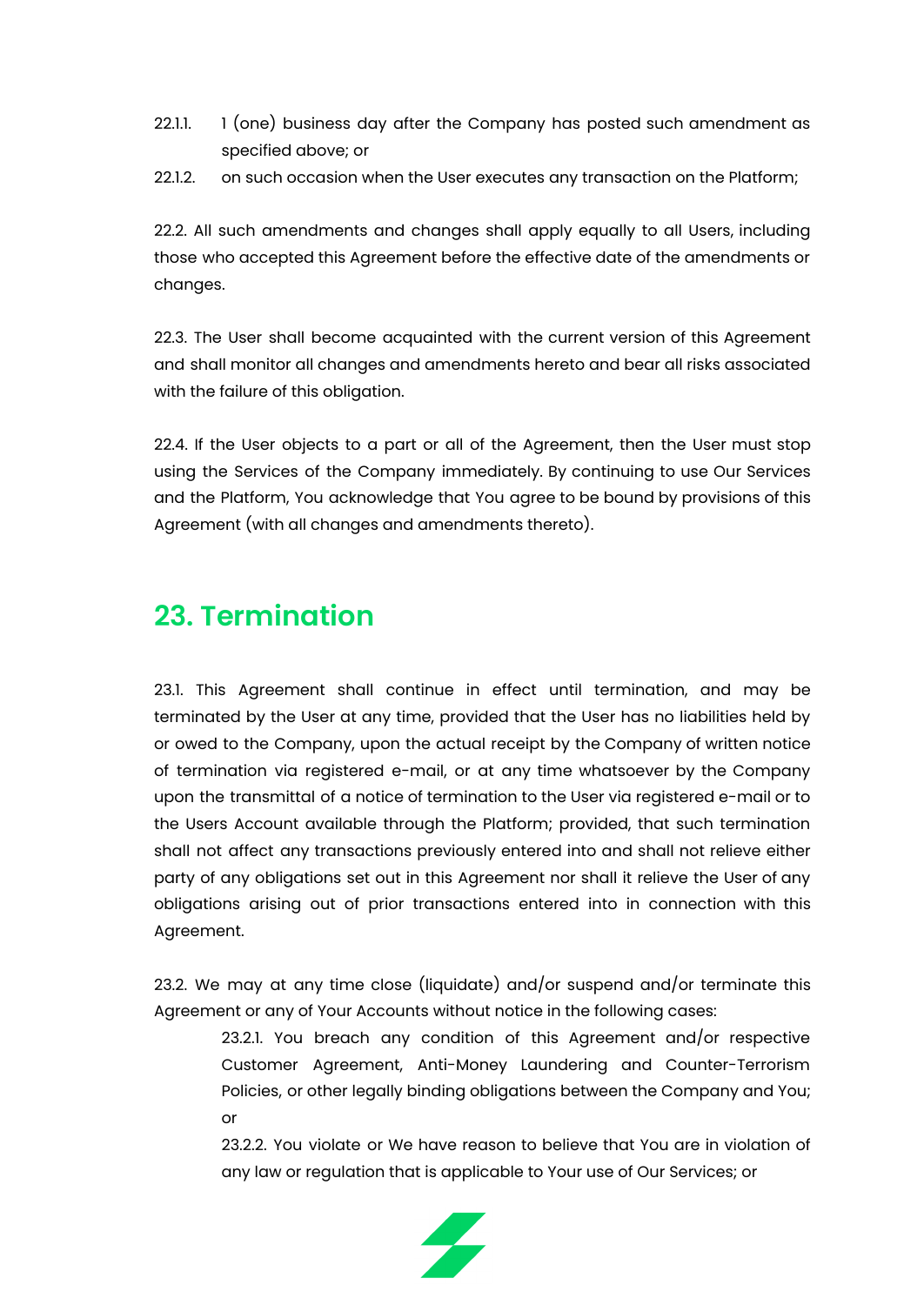22.1.1. 1 (one) business day after the Company has posted such amendment as specified above; or

22.1.2. on such occasion when the User executes any transaction on the Platform;

22.2. All such amendments and changes shall apply equally to all Users, including those who accepted this Agreement before the effective date of the amendments or changes.

22.3. The User shall become acquainted with the current version of this Agreement and shall monitor all changes and amendments hereto and bear all risks associated with the failure of this obligation.

22.4. If the User objects to a part or all of the Agreement, then the User must stop using the Services of the Company immediately. By continuing to use Our Services and the Platform, You acknowledge that You agree to be bound by provisions of this Agreement (with all changes and amendments thereto).

## 23. Termination

23.1. This Agreement shall continue in effect until termination, and may be terminated by the User at any time, provided that the User has no liabilities held by or owed to the Company, upon the actual receipt by the Company of written notice of termination via registered e-mail, or at any time whatsoever by the Company upon the transmittal of a notice of termination to the User via registered e-mail or to the Users Account available through the Platform; provided, that such termination shall not affect any transactions previously entered into and shall not relieve either party of any obligations set out in this Agreement nor shall it relieve the User of any obligations arising out of prior transactions entered into in connection with this Agreement.

23.2. We may at any time close (liquidate) and/or suspend and/or terminate this Agreement or any of Your Accounts without notice in the following cases:

23.2.1. You breach any condition of this Agreement and/or respective Customer Agreement, Anti-Money Laundering and Counter-Terrorism Policies, or other legally binding obligations between the Company and You; or

23.2.2. You violate or We have reason to believe that You are in violation of any law or regulation that is applicable to Your use of Our Services; or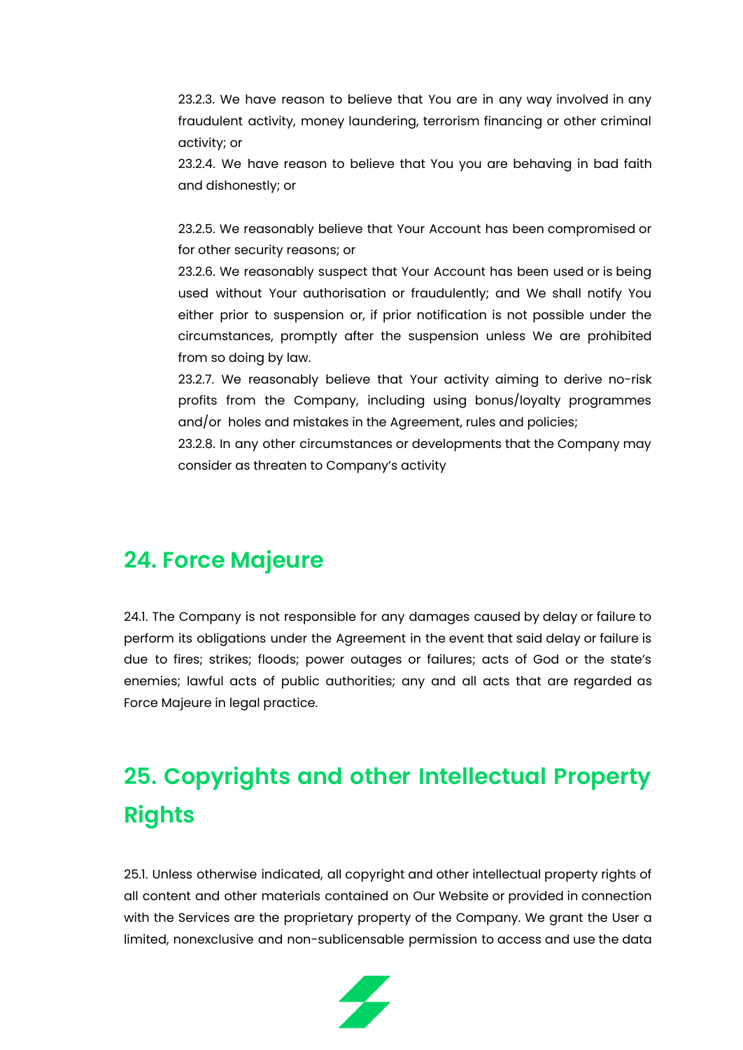23.2.3. We have reason to believe that You are in any way involved in any fraudulent activity, money laundering, terrorism financing or other criminal activity; or

23.2.4. We have reason to believe that You you are behaving in bad faith and dishonestly; or

23.2.5. We reasonably believe that Your Account has been compromised or for other security reasons; or

23.2.6. We reasonably suspect that Your Account has been used or is being used without Your authorisation or fraudulently; and We shall notify You either prior to suspension or, if prior notification is not possible under the circumstances, promptly after the suspension unless We are prohibited from so doing by law.

23.2.7. We reasonably believe that Your activity aiming to derive no-risk profits from the Company, including using bonus/loyalty programmes and/or holes and mistakes in the Agreement, rules and policies;

23.2.8. In any other circumstances or developments that the Company may consider as threaten to Company's activity

## 24. Force Majeure

24.1. The Company is not responsible for any damages caused by delay or failure to perform its obligations under the Agreement in the event that said delay or failure is due to fires; strikes; floods; power outages or failures; acts of God or the state's enemies; lawful acts of public authorities; any and all acts that are regarded as Force Majeure in legal practice.

## 25. Copyrights and other Intellectual Property Rights

25.1. Unless otherwise indicated, all copyright and other intellectual property rights of all content and other materials contained on Our Website or provided in connection with the Services are the proprietary property of the Company. We grant the User a limited, nonexclusive and non-sublicensable permission to access and use the data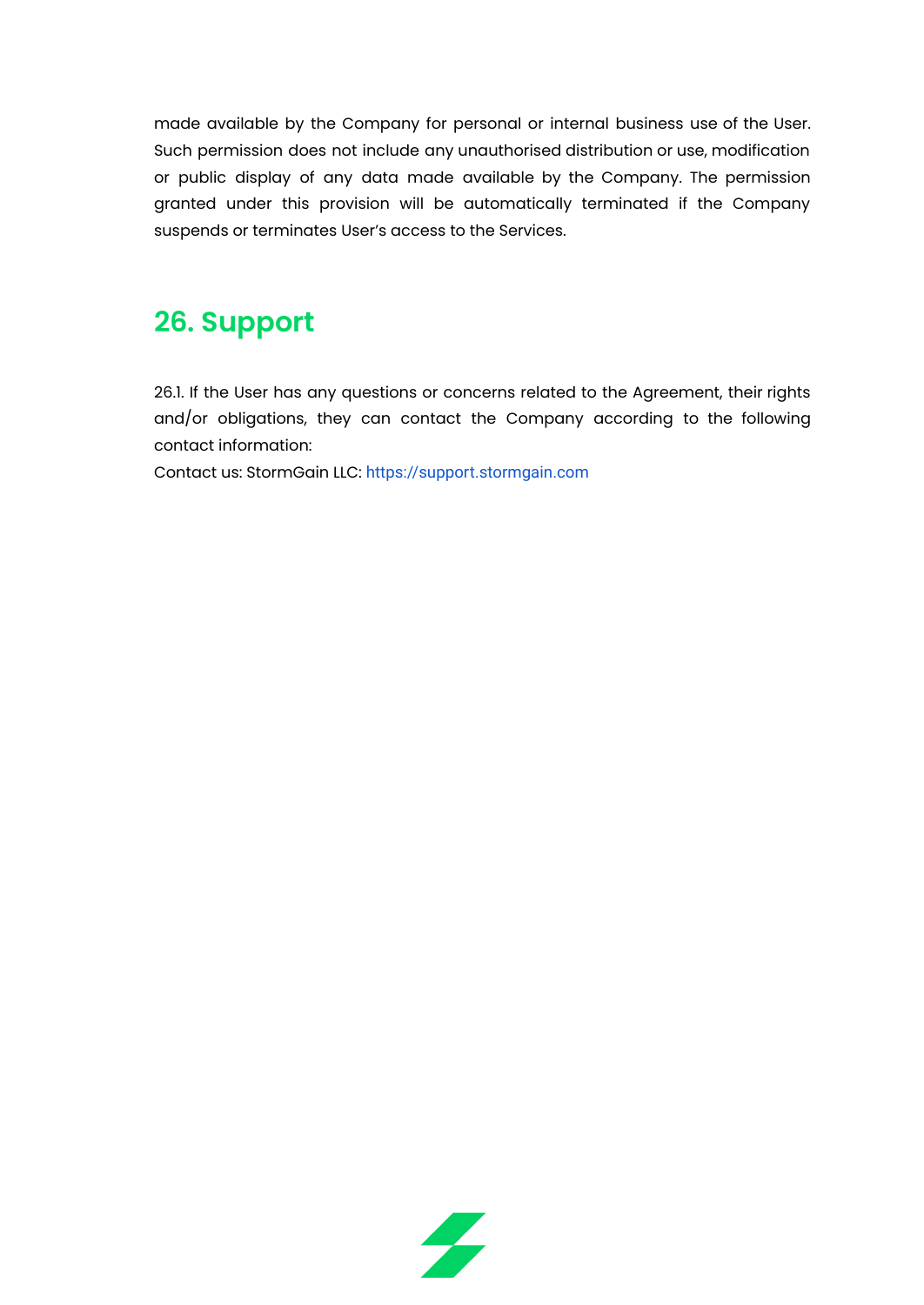made available by the Company for personal or internal business use of the User. Such permission does not include any unauthorised distribution or use, modification or public display of any data made available by the Company. The permission granted under this provision will be automatically terminated if the Company suspends or terminates User's access to the Services.

## 26. Support

26.1. If the User has any questions or concerns related to the Agreement, their rights and/or obligations, they can contact the Company according to the following contact information:
Contact us: StormGain LLC: https://support.stormgain.com